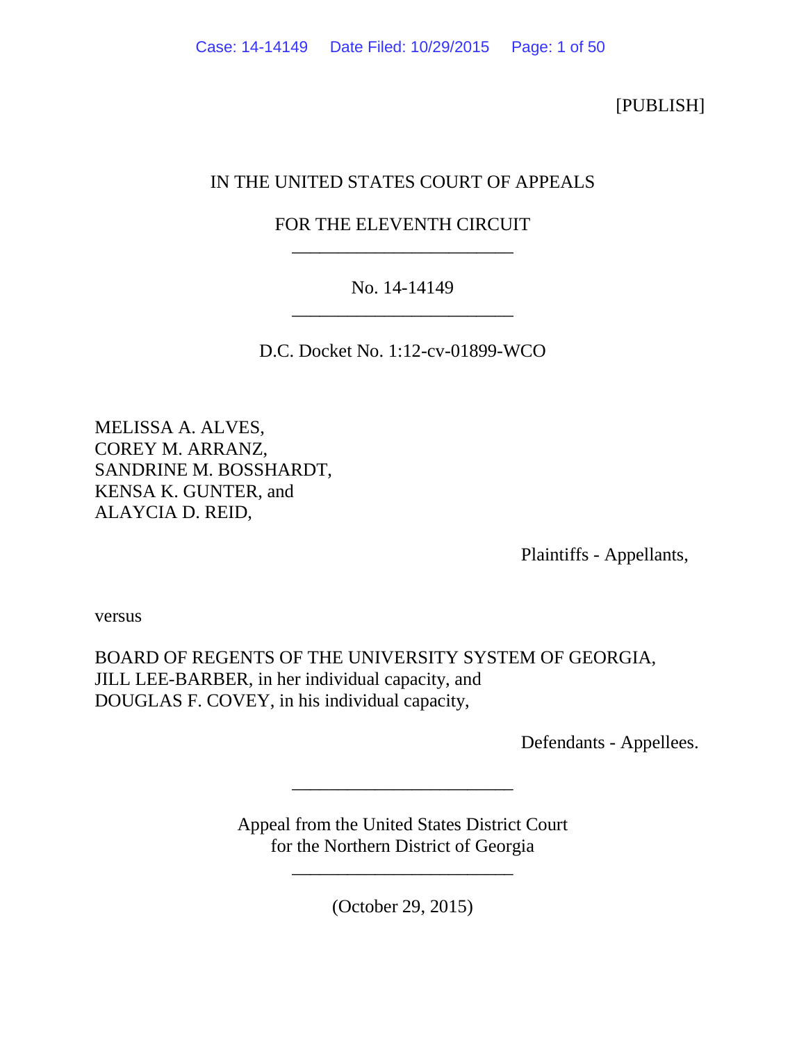[PUBLISH]

IN THE UNITED STATES COURT OF APPEALS

FOR THE ELEVENTH CIRCUIT

________________________

No. 14-14149

________________________

D.C. Docket No. 1:12-cv-01899-WCO

MELISSA A. ALVES,
COREY M. ARRANZ,
SANDRINE M. BOSSHARDT,
KENSA K. GUNTER, and
ALAYCIA D. REID,

Plaintiffs - Appellants,

versus

BOARD OF REGENTS OF THE UNIVERSITY SYSTEM OF GEORGIA,
JILL LEE-BARBER, in her individual capacity, and
DOUGLAS F. COVEY, in his individual capacity,

Defendants - Appellees.

________________________

Appeal from the United States District Court
for the Northern District of Georgia

________________________

(October 29, 2015)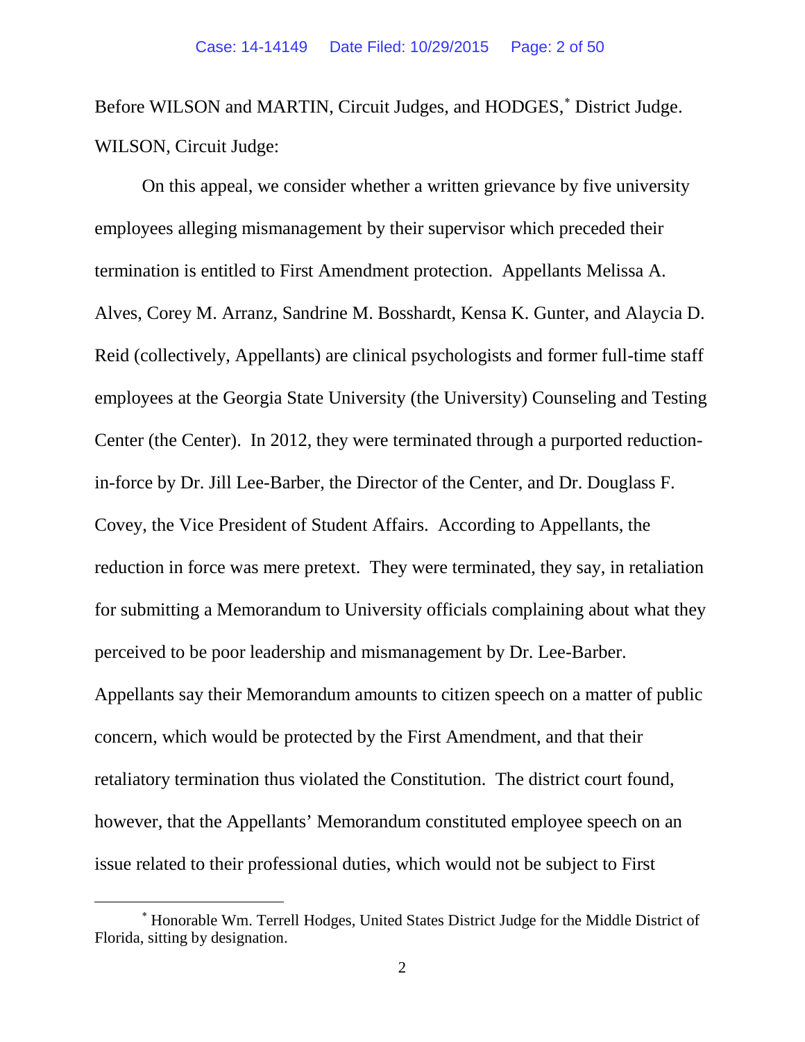Before WILSON and MARTIN, Circuit Judges, and HODGES,[*] District Judge.

WILSON, Circuit Judge:

On this appeal, we consider whether a written grievance by five university employees alleging mismanagement by their supervisor which preceded their termination is entitled to First Amendment protection. Appellants Melissa A. Alves, Corey M. Arranz, Sandrine M. Bosshardt, Kensa K. Gunter, and Alaycia D. Reid (collectively, Appellants) are clinical psychologists and former full-time staff employees at the Georgia State University (the University) Counseling and Testing Center (the Center). In 2012, they were terminated through a purported reduction-in-force by Dr. Jill Lee-Barber, the Director of the Center, and Dr. Douglass F. Covey, the Vice President of Student Affairs. According to Appellants, the reduction in force was mere pretext. They were terminated, they say, in retaliation for submitting a Memorandum to University officials complaining about what they perceived to be poor leadership and mismanagement by Dr. Lee-Barber. Appellants say their Memorandum amounts to citizen speech on a matter of public concern, which would be protected by the First Amendment, and that their retaliatory termination thus violated the Constitution. The district court found, however, that the Appellants' Memorandum constituted employee speech on an issue related to their professional duties, which would not be subject to First

[*] Honorable Wm. Terrell Hodges, United States District Judge for the Middle District of Florida, sitting by designation.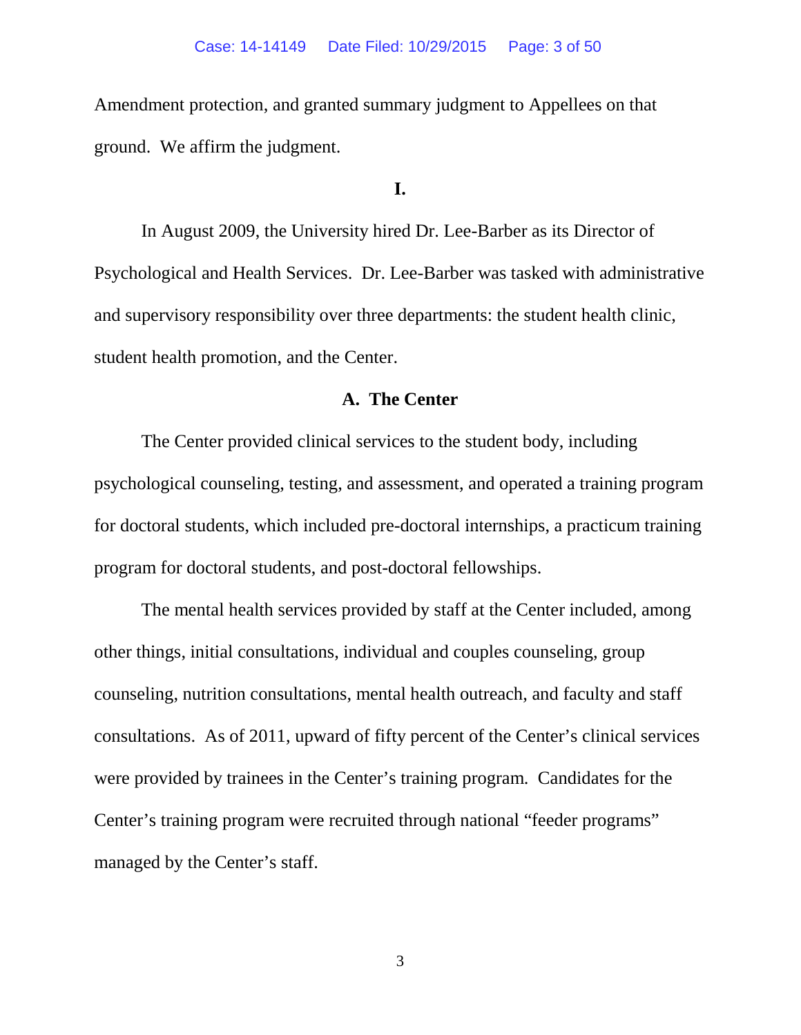Amendment protection, and granted summary judgment to Appellees on that ground. We affirm the judgment.

## I.

In August 2009, the University hired Dr. Lee-Barber as its Director of Psychological and Health Services. Dr. Lee-Barber was tasked with administrative and supervisory responsibility over three departments: the student health clinic, student health promotion, and the Center.

### A. The Center

The Center provided clinical services to the student body, including psychological counseling, testing, and assessment, and operated a training program for doctoral students, which included pre-doctoral internships, a practicum training program for doctoral students, and post-doctoral fellowships.

The mental health services provided by staff at the Center included, among other things, initial consultations, individual and couples counseling, group counseling, nutrition consultations, mental health outreach, and faculty and staff consultations. As of 2011, upward of fifty percent of the Center's clinical services were provided by trainees in the Center's training program. Candidates for the Center's training program were recruited through national "feeder programs" managed by the Center's staff.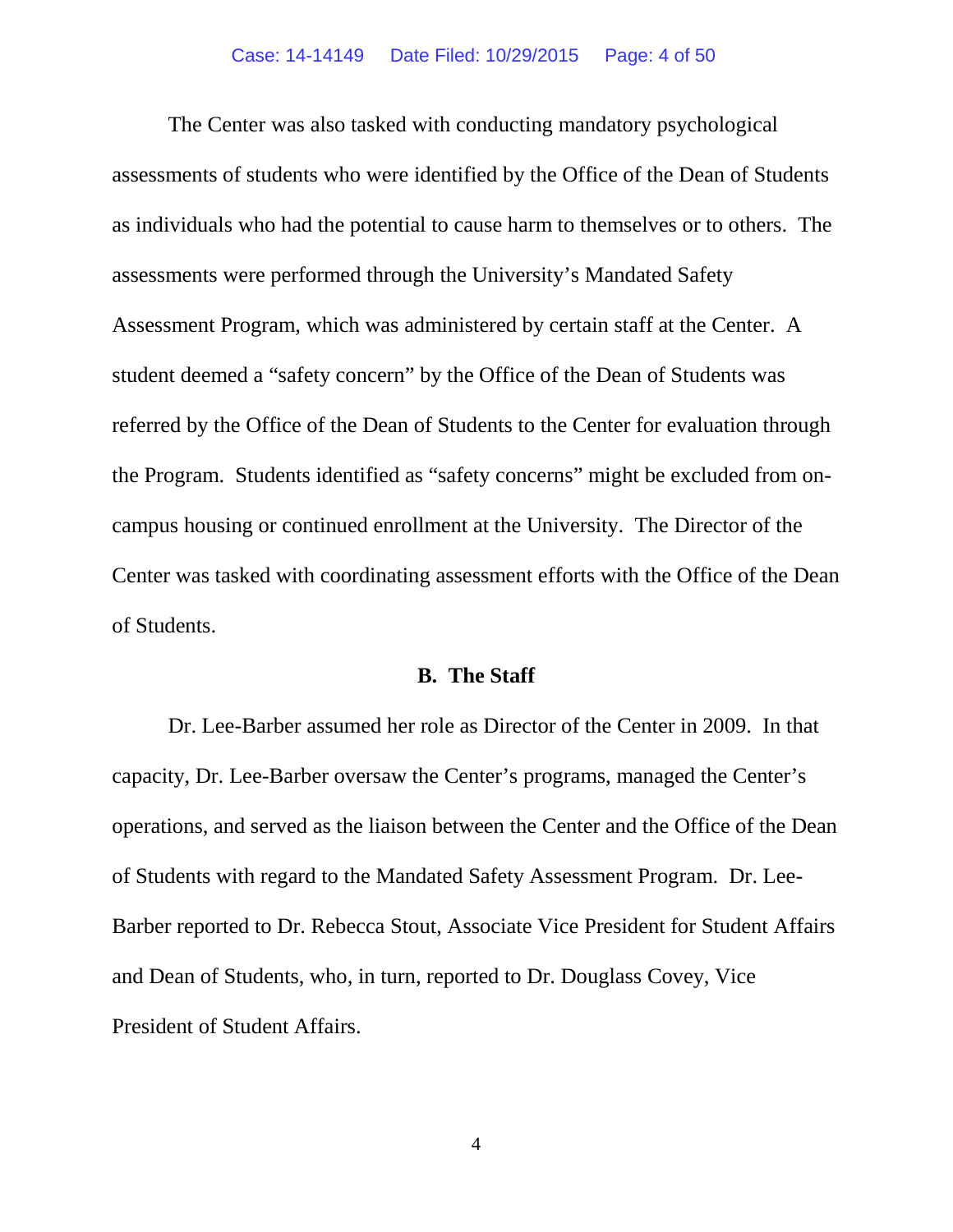The Center was also tasked with conducting mandatory psychological assessments of students who were identified by the Office of the Dean of Students as individuals who had the potential to cause harm to themselves or to others. The assessments were performed through the University's Mandated Safety Assessment Program, which was administered by certain staff at the Center. A student deemed a "safety concern" by the Office of the Dean of Students was referred by the Office of the Dean of Students to the Center for evaluation through the Program. Students identified as "safety concerns" might be excluded from on-campus housing or continued enrollment at the University. The Director of the Center was tasked with coordinating assessment efforts with the Office of the Dean of Students.

### B. The Staff

Dr. Lee-Barber assumed her role as Director of the Center in 2009. In that capacity, Dr. Lee-Barber oversaw the Center's programs, managed the Center's operations, and served as the liaison between the Center and the Office of the Dean of Students with regard to the Mandated Safety Assessment Program. Dr. Lee-Barber reported to Dr. Rebecca Stout, Associate Vice President for Student Affairs and Dean of Students, who, in turn, reported to Dr. Douglass Covey, Vice President of Student Affairs.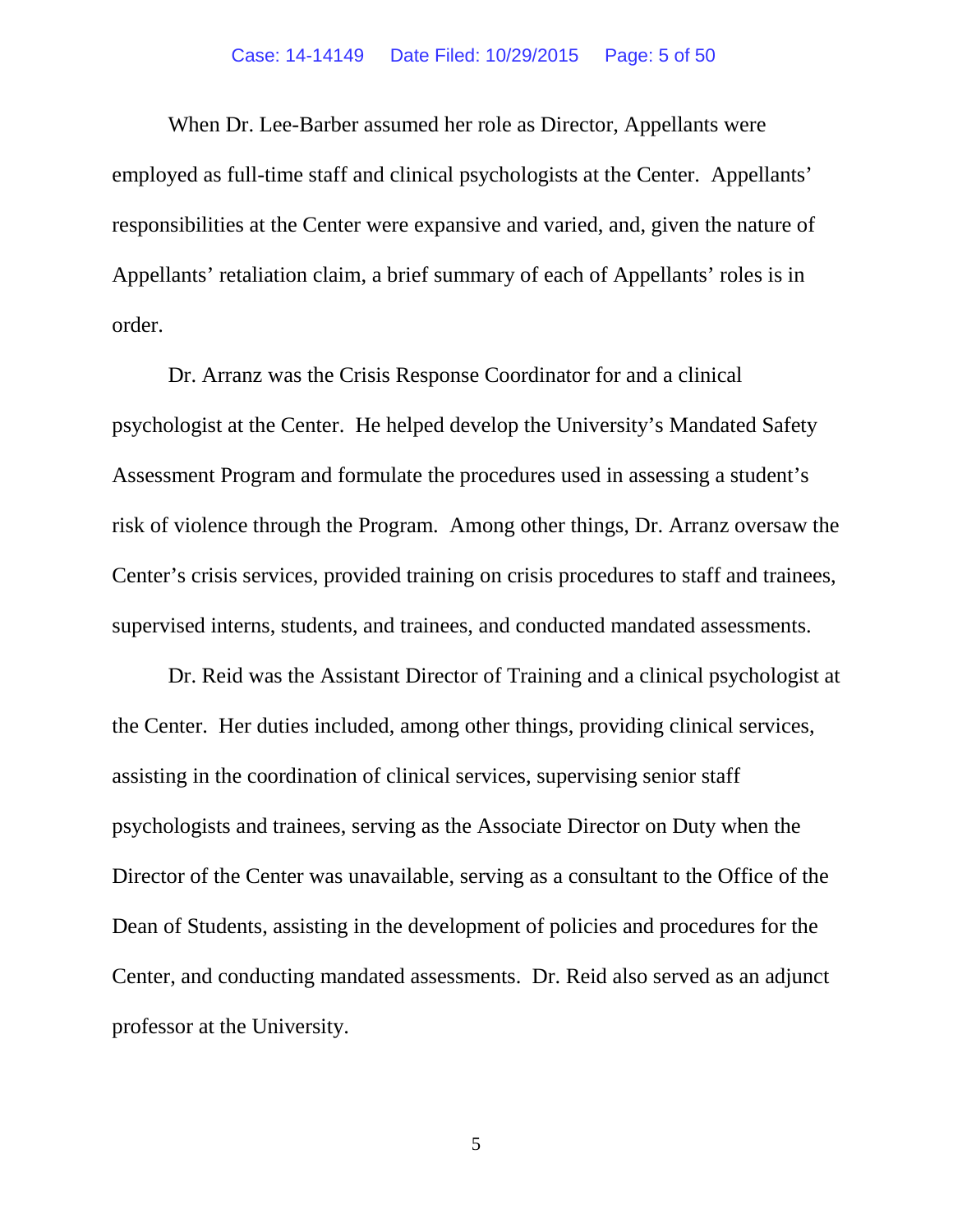When Dr. Lee-Barber assumed her role as Director, Appellants were employed as full-time staff and clinical psychologists at the Center. Appellants' responsibilities at the Center were expansive and varied, and, given the nature of Appellants' retaliation claim, a brief summary of each of Appellants' roles is in order.

Dr. Arranz was the Crisis Response Coordinator for and a clinical psychologist at the Center. He helped develop the University's Mandated Safety Assessment Program and formulate the procedures used in assessing a student's risk of violence through the Program. Among other things, Dr. Arranz oversaw the Center's crisis services, provided training on crisis procedures to staff and trainees, supervised interns, students, and trainees, and conducted mandated assessments.

Dr. Reid was the Assistant Director of Training and a clinical psychologist at the Center. Her duties included, among other things, providing clinical services, assisting in the coordination of clinical services, supervising senior staff psychologists and trainees, serving as the Associate Director on Duty when the Director of the Center was unavailable, serving as a consultant to the Office of the Dean of Students, assisting in the development of policies and procedures for the Center, and conducting mandated assessments. Dr. Reid also served as an adjunct professor at the University.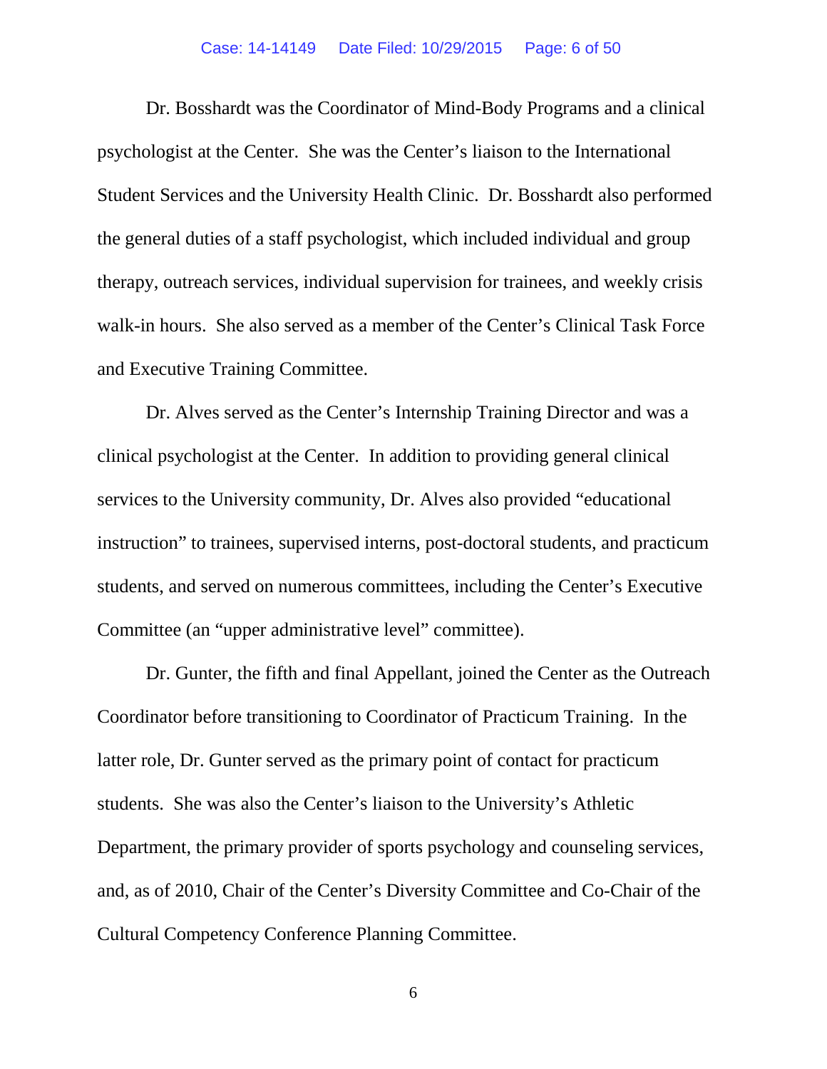Dr. Bosshardt was the Coordinator of Mind-Body Programs and a clinical psychologist at the Center. She was the Center's liaison to the International Student Services and the University Health Clinic. Dr. Bosshardt also performed the general duties of a staff psychologist, which included individual and group therapy, outreach services, individual supervision for trainees, and weekly crisis walk-in hours. She also served as a member of the Center's Clinical Task Force and Executive Training Committee.

Dr. Alves served as the Center's Internship Training Director and was a clinical psychologist at the Center. In addition to providing general clinical services to the University community, Dr. Alves also provided "educational instruction" to trainees, supervised interns, post-doctoral students, and practicum students, and served on numerous committees, including the Center's Executive Committee (an "upper administrative level" committee).

Dr. Gunter, the fifth and final Appellant, joined the Center as the Outreach Coordinator before transitioning to Coordinator of Practicum Training. In the latter role, Dr. Gunter served as the primary point of contact for practicum students. She was also the Center's liaison to the University's Athletic Department, the primary provider of sports psychology and counseling services, and, as of 2010, Chair of the Center's Diversity Committee and Co-Chair of the Cultural Competency Conference Planning Committee.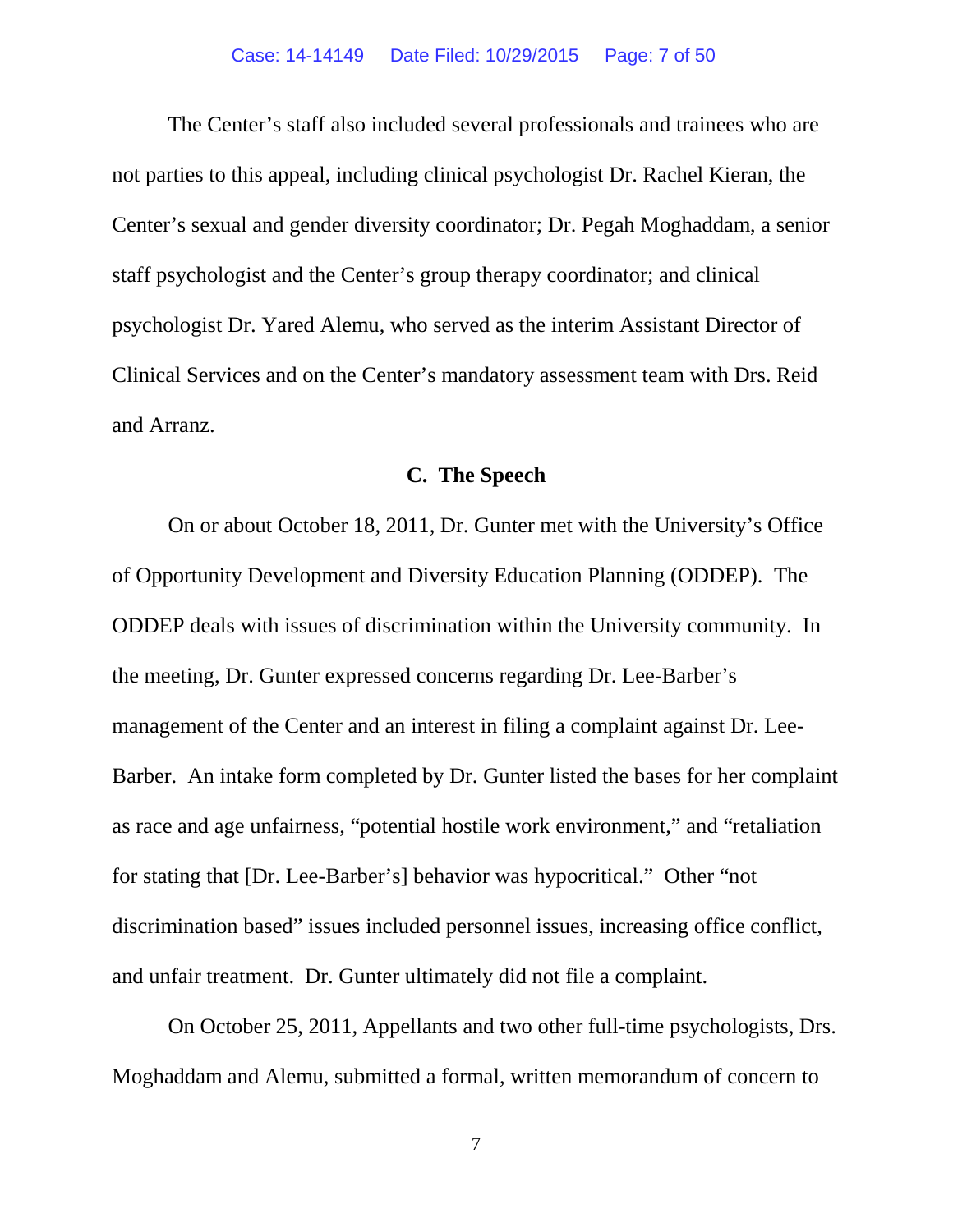The Center's staff also included several professionals and trainees who are not parties to this appeal, including clinical psychologist Dr. Rachel Kieran, the Center's sexual and gender diversity coordinator; Dr. Pegah Moghaddam, a senior staff psychologist and the Center's group therapy coordinator; and clinical psychologist Dr. Yared Alemu, who served as the interim Assistant Director of Clinical Services and on the Center's mandatory assessment team with Drs. Reid and Arranz.

### C. The Speech

On or about October 18, 2011, Dr. Gunter met with the University's Office of Opportunity Development and Diversity Education Planning (ODDEP). The ODDEP deals with issues of discrimination within the University community. In the meeting, Dr. Gunter expressed concerns regarding Dr. Lee-Barber's management of the Center and an interest in filing a complaint against Dr. Lee-Barber. An intake form completed by Dr. Gunter listed the bases for her complaint as race and age unfairness, "potential hostile work environment," and "retaliation for stating that [Dr. Lee-Barber's] behavior was hypocritical." Other "not discrimination based" issues included personnel issues, increasing office conflict, and unfair treatment. Dr. Gunter ultimately did not file a complaint.

On October 25, 2011, Appellants and two other full-time psychologists, Drs. Moghaddam and Alemu, submitted a formal, written memorandum of concern to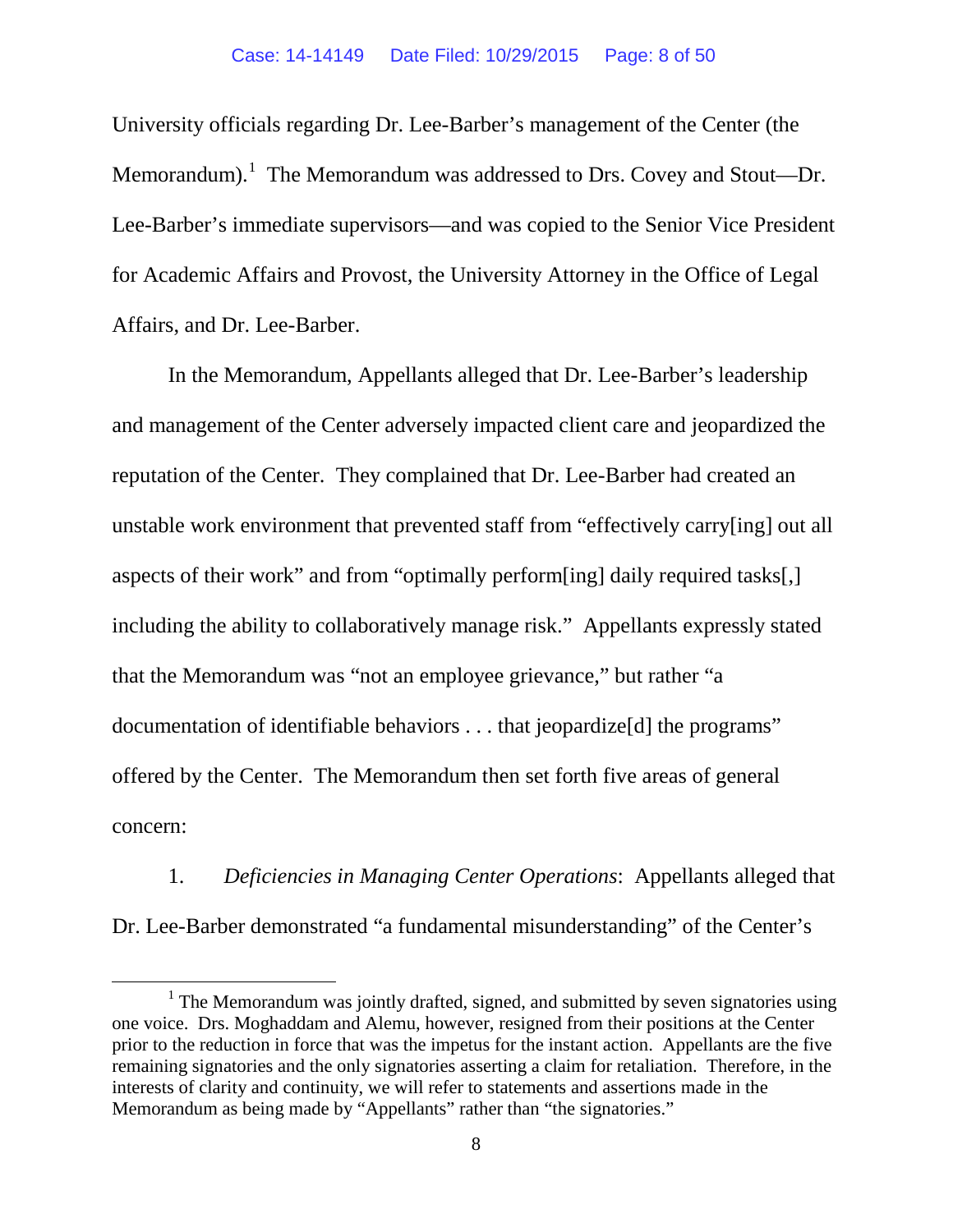University officials regarding Dr. Lee-Barber's management of the Center (the Memorandum).[1] The Memorandum was addressed to Drs. Covey and Stout—Dr. Lee-Barber's immediate supervisors—and was copied to the Senior Vice President for Academic Affairs and Provost, the University Attorney in the Office of Legal Affairs, and Dr. Lee-Barber.

In the Memorandum, Appellants alleged that Dr. Lee-Barber's leadership and management of the Center adversely impacted client care and jeopardized the reputation of the Center. They complained that Dr. Lee-Barber had created an unstable work environment that prevented staff from "effectively carry[ing] out all aspects of their work" and from "optimally perform[ing] daily required tasks[,] including the ability to collaboratively manage risk." Appellants expressly stated that the Memorandum was "not an employee grievance," but rather "a documentation of identifiable behaviors . . . that jeopardize[d] the programs" offered by the Center. The Memorandum then set forth five areas of general concern:

1. *Deficiencies in Managing Center Operations*: Appellants alleged that Dr. Lee-Barber demonstrated "a fundamental misunderstanding" of the Center's

---

[1] The Memorandum was jointly drafted, signed, and submitted by seven signatories using one voice. Drs. Moghaddam and Alemu, however, resigned from their positions at the Center prior to the reduction in force that was the impetus for the instant action. Appellants are the five remaining signatories and the only signatories asserting a claim for retaliation. Therefore, in the interests of clarity and continuity, we will refer to statements and assertions made in the Memorandum as being made by "Appellants" rather than "the signatories."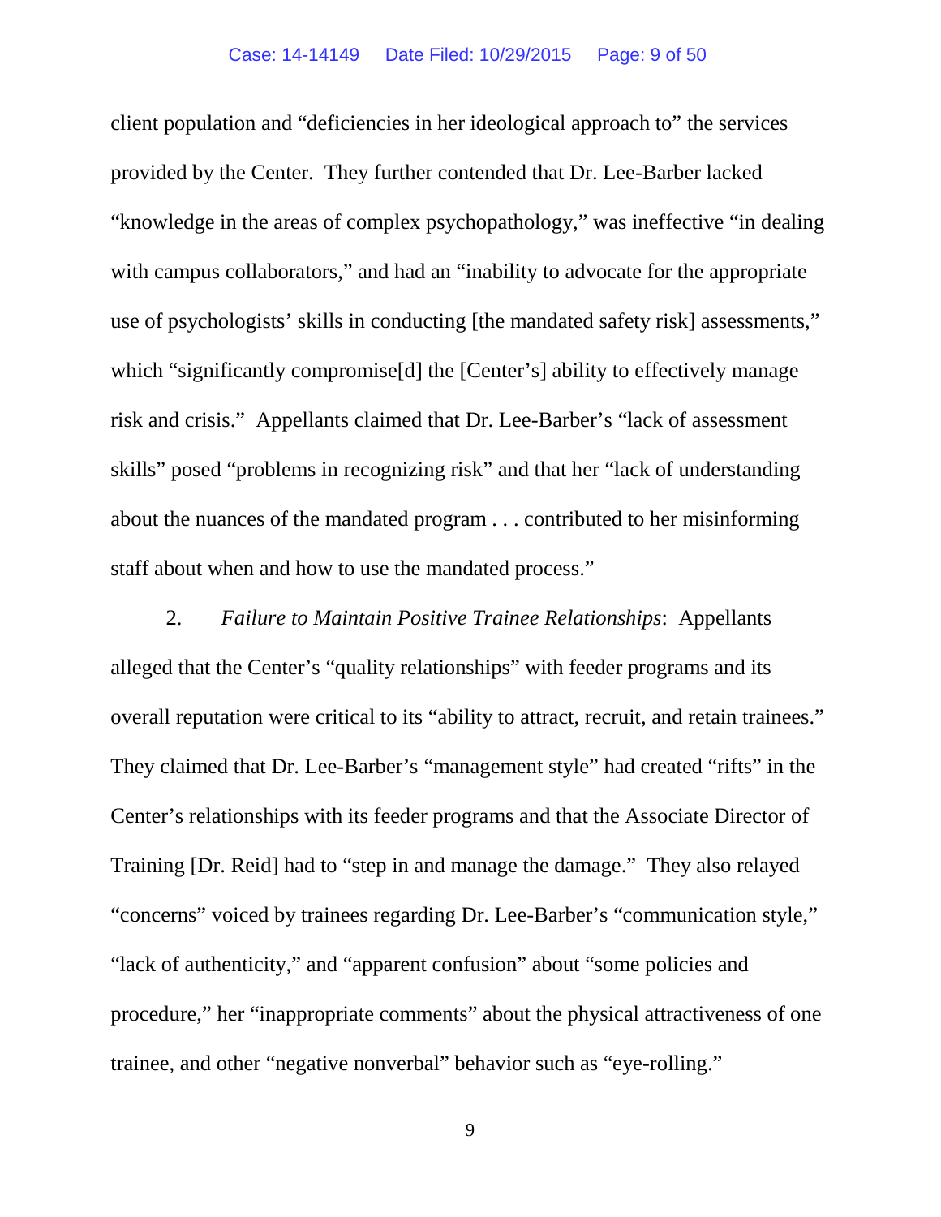client population and "deficiencies in her ideological approach to" the services provided by the Center. They further contended that Dr. Lee-Barber lacked "knowledge in the areas of complex psychopathology," was ineffective "in dealing with campus collaborators," and had an "inability to advocate for the appropriate use of psychologists' skills in conducting [the mandated safety risk] assessments," which "significantly compromise[d] the [Center's] ability to effectively manage risk and crisis." Appellants claimed that Dr. Lee-Barber's "lack of assessment skills" posed "problems in recognizing risk" and that her "lack of understanding about the nuances of the mandated program . . . contributed to her misinforming staff about when and how to use the mandated process."

2. *Failure to Maintain Positive Trainee Relationships*: Appellants alleged that the Center's "quality relationships" with feeder programs and its overall reputation were critical to its "ability to attract, recruit, and retain trainees." They claimed that Dr. Lee-Barber's "management style" had created "rifts" in the Center's relationships with its feeder programs and that the Associate Director of Training [Dr. Reid] had to "step in and manage the damage." They also relayed "concerns" voiced by trainees regarding Dr. Lee-Barber's "communication style," "lack of authenticity," and "apparent confusion" about "some policies and procedure," her "inappropriate comments" about the physical attractiveness of one trainee, and other "negative nonverbal" behavior such as "eye-rolling."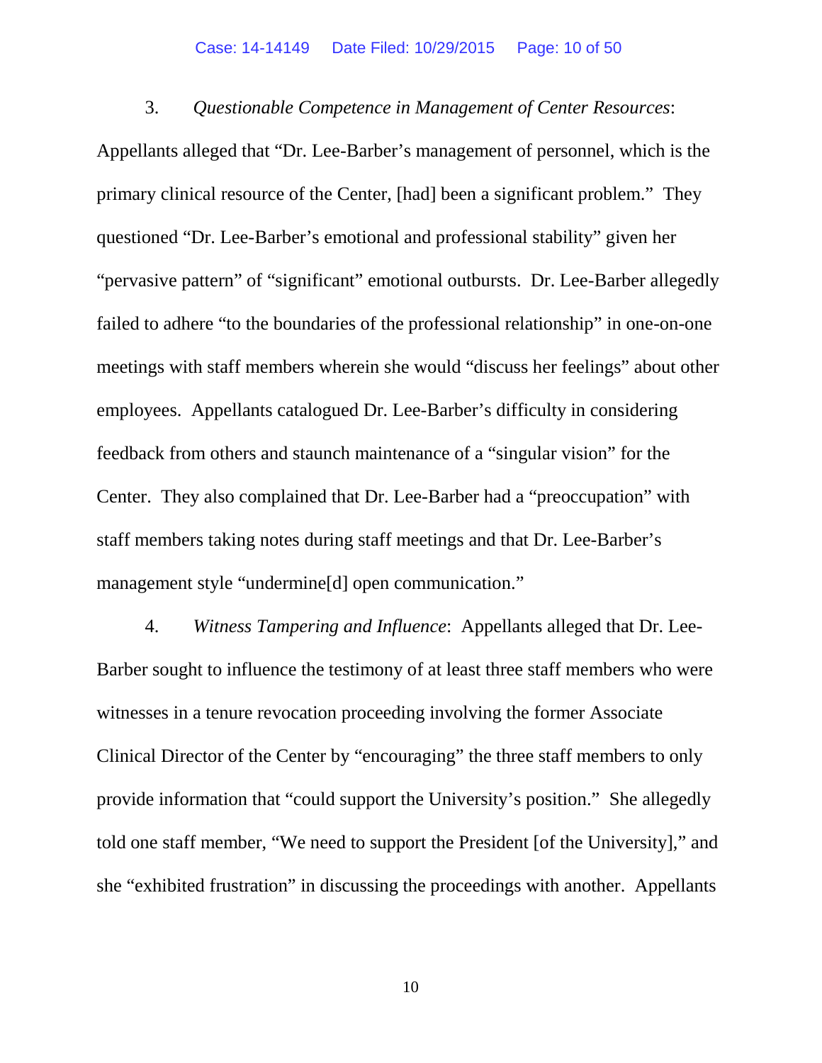3. *Questionable Competence in Management of Center Resources*: Appellants alleged that "Dr. Lee-Barber's management of personnel, which is the primary clinical resource of the Center, [had] been a significant problem." They questioned "Dr. Lee-Barber's emotional and professional stability" given her "pervasive pattern" of "significant" emotional outbursts. Dr. Lee-Barber allegedly failed to adhere "to the boundaries of the professional relationship" in one-on-one meetings with staff members wherein she would "discuss her feelings" about other employees. Appellants catalogued Dr. Lee-Barber's difficulty in considering feedback from others and staunch maintenance of a "singular vision" for the Center. They also complained that Dr. Lee-Barber had a "preoccupation" with staff members taking notes during staff meetings and that Dr. Lee-Barber's management style "undermine[d] open communication."

4. *Witness Tampering and Influence*: Appellants alleged that Dr. Lee-Barber sought to influence the testimony of at least three staff members who were witnesses in a tenure revocation proceeding involving the former Associate Clinical Director of the Center by "encouraging" the three staff members to only provide information that "could support the University's position." She allegedly told one staff member, "We need to support the President [of the University]," and she "exhibited frustration" in discussing the proceedings with another. Appellants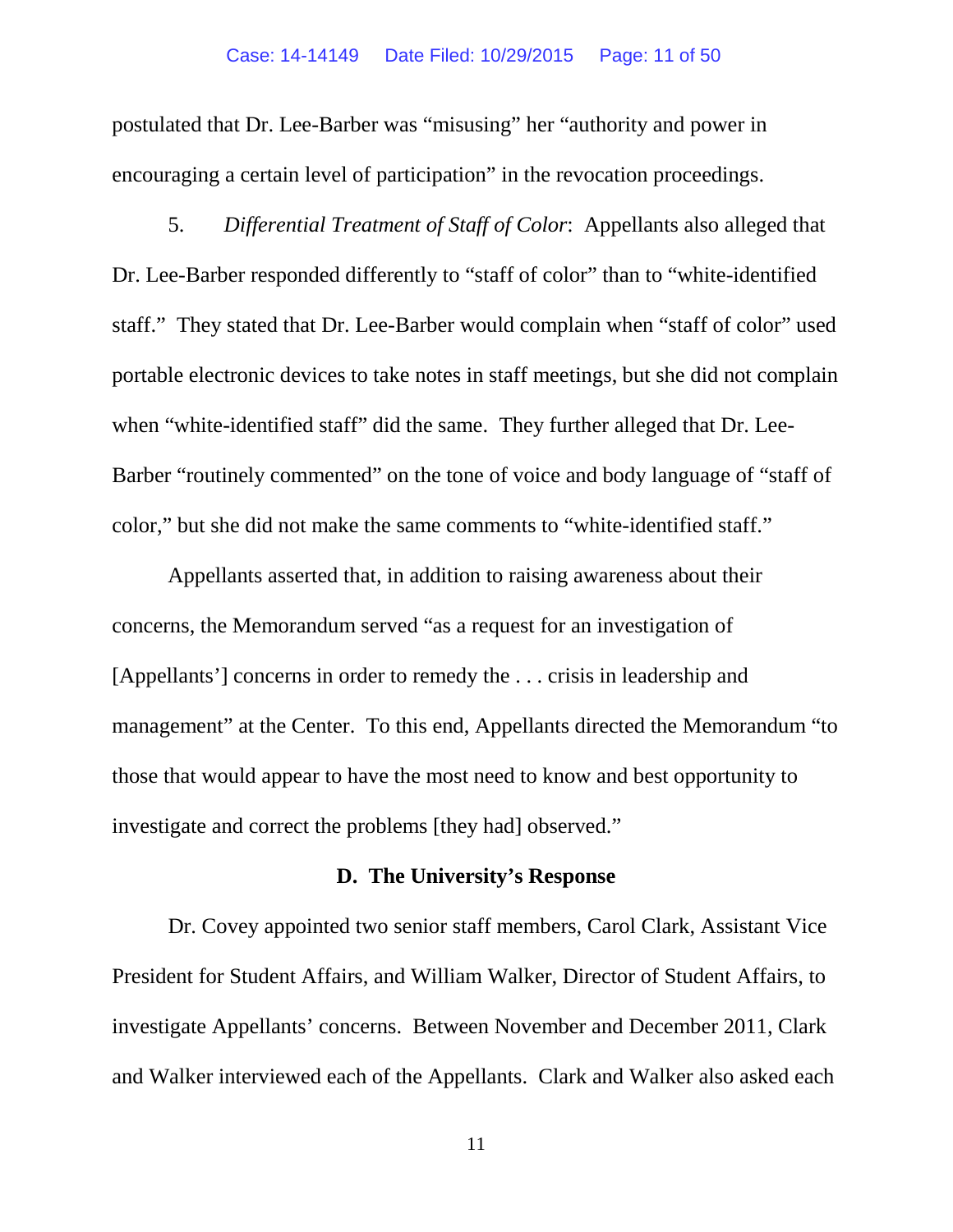postulated that Dr. Lee-Barber was "misusing" her "authority and power in encouraging a certain level of participation" in the revocation proceedings.

5. *Differential Treatment of Staff of Color*: Appellants also alleged that Dr. Lee-Barber responded differently to "staff of color" than to "white-identified staff." They stated that Dr. Lee-Barber would complain when "staff of color" used portable electronic devices to take notes in staff meetings, but she did not complain when "white-identified staff" did the same. They further alleged that Dr. Lee-Barber "routinely commented" on the tone of voice and body language of "staff of color," but she did not make the same comments to "white-identified staff."

Appellants asserted that, in addition to raising awareness about their concerns, the Memorandum served "as a request for an investigation of [Appellants'] concerns in order to remedy the . . . crisis in leadership and management" at the Center. To this end, Appellants directed the Memorandum "to those that would appear to have the most need to know and best opportunity to investigate and correct the problems [they had] observed."

### D. The University's Response

Dr. Covey appointed two senior staff members, Carol Clark, Assistant Vice President for Student Affairs, and William Walker, Director of Student Affairs, to investigate Appellants' concerns. Between November and December 2011, Clark and Walker interviewed each of the Appellants. Clark and Walker also asked each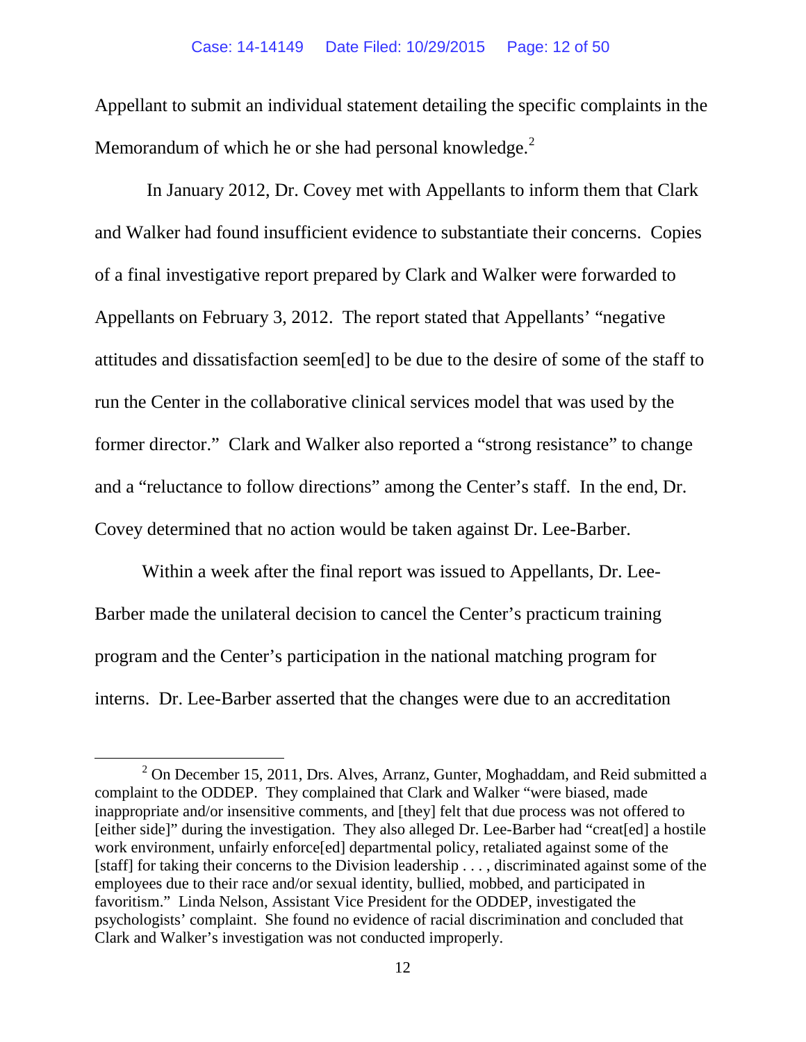Appellant to submit an individual statement detailing the specific complaints in the Memorandum of which he or she had personal knowledge.[2]

In January 2012, Dr. Covey met with Appellants to inform them that Clark and Walker had found insufficient evidence to substantiate their concerns. Copies of a final investigative report prepared by Clark and Walker were forwarded to Appellants on February 3, 2012. The report stated that Appellants' "negative attitudes and dissatisfaction seem[ed] to be due to the desire of some of the staff to run the Center in the collaborative clinical services model that was used by the former director." Clark and Walker also reported a "strong resistance" to change and a "reluctance to follow directions" among the Center's staff. In the end, Dr. Covey determined that no action would be taken against Dr. Lee-Barber.

Within a week after the final report was issued to Appellants, Dr. Lee-Barber made the unilateral decision to cancel the Center's practicum training program and the Center's participation in the national matching program for interns. Dr. Lee-Barber asserted that the changes were due to an accreditation

---

[2] On December 15, 2011, Drs. Alves, Arranz, Gunter, Moghaddam, and Reid submitted a complaint to the ODDEP. They complained that Clark and Walker "were biased, made inappropriate and/or insensitive comments, and [they] felt that due process was not offered to [either side]" during the investigation. They also alleged Dr. Lee-Barber had "creat[ed] a hostile work environment, unfairly enforce[ed] departmental policy, retaliated against some of the [staff] for taking their concerns to the Division leadership . . . , discriminated against some of the employees due to their race and/or sexual identity, bullied, mobbed, and participated in favoritism." Linda Nelson, Assistant Vice President for the ODDEP, investigated the psychologists' complaint. She found no evidence of racial discrimination and concluded that Clark and Walker's investigation was not conducted improperly.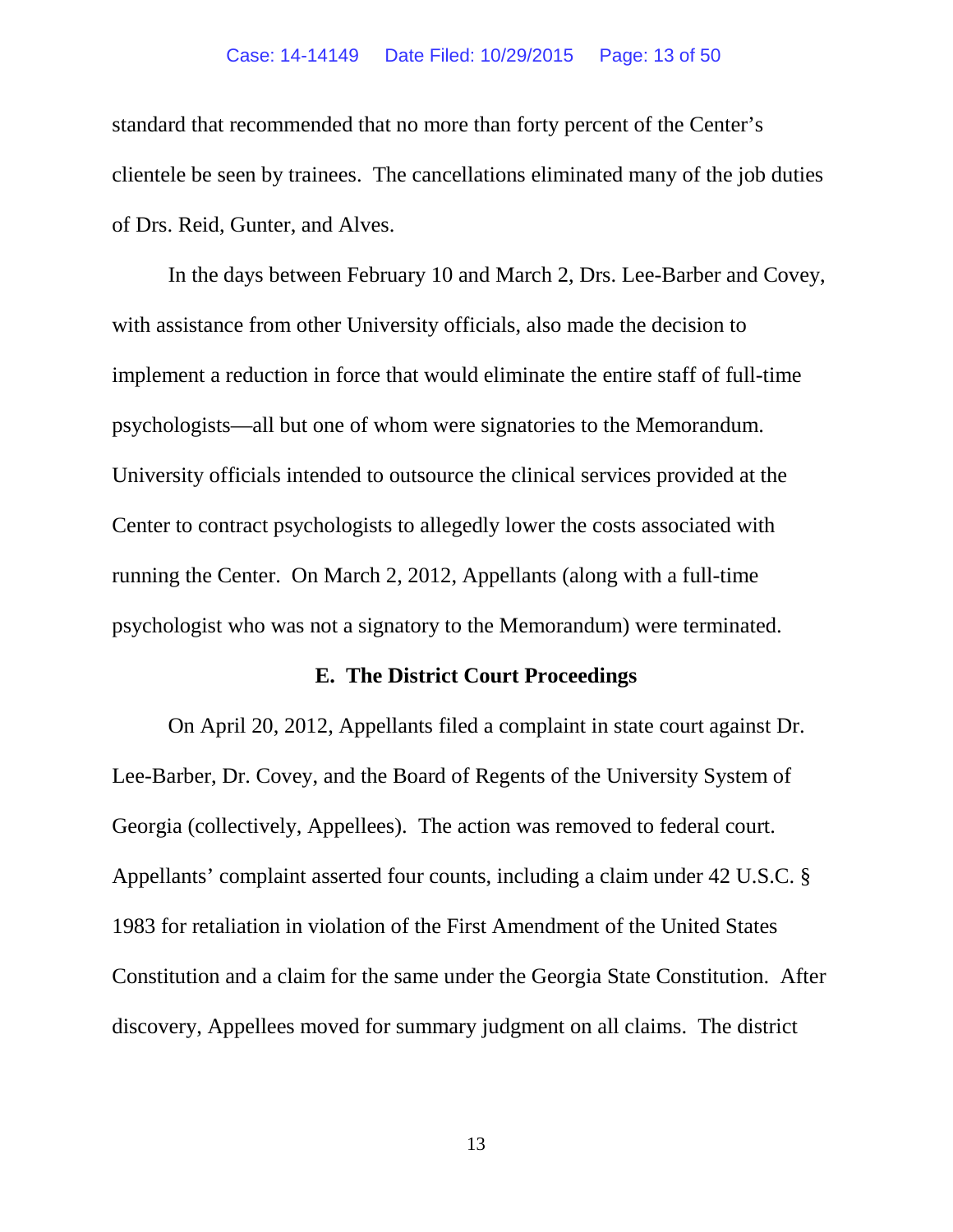standard that recommended that no more than forty percent of the Center's clientele be seen by trainees. The cancellations eliminated many of the job duties of Drs. Reid, Gunter, and Alves.

In the days between February 10 and March 2, Drs. Lee-Barber and Covey, with assistance from other University officials, also made the decision to implement a reduction in force that would eliminate the entire staff of full-time psychologists—all but one of whom were signatories to the Memorandum. University officials intended to outsource the clinical services provided at the Center to contract psychologists to allegedly lower the costs associated with running the Center. On March 2, 2012, Appellants (along with a full-time psychologist who was not a signatory to the Memorandum) were terminated.

### E. The District Court Proceedings

On April 20, 2012, Appellants filed a complaint in state court against Dr. Lee-Barber, Dr. Covey, and the Board of Regents of the University System of Georgia (collectively, Appellees). The action was removed to federal court. Appellants' complaint asserted four counts, including a claim under 42 U.S.C. § 1983 for retaliation in violation of the First Amendment of the United States Constitution and a claim for the same under the Georgia State Constitution. After discovery, Appellees moved for summary judgment on all claims. The district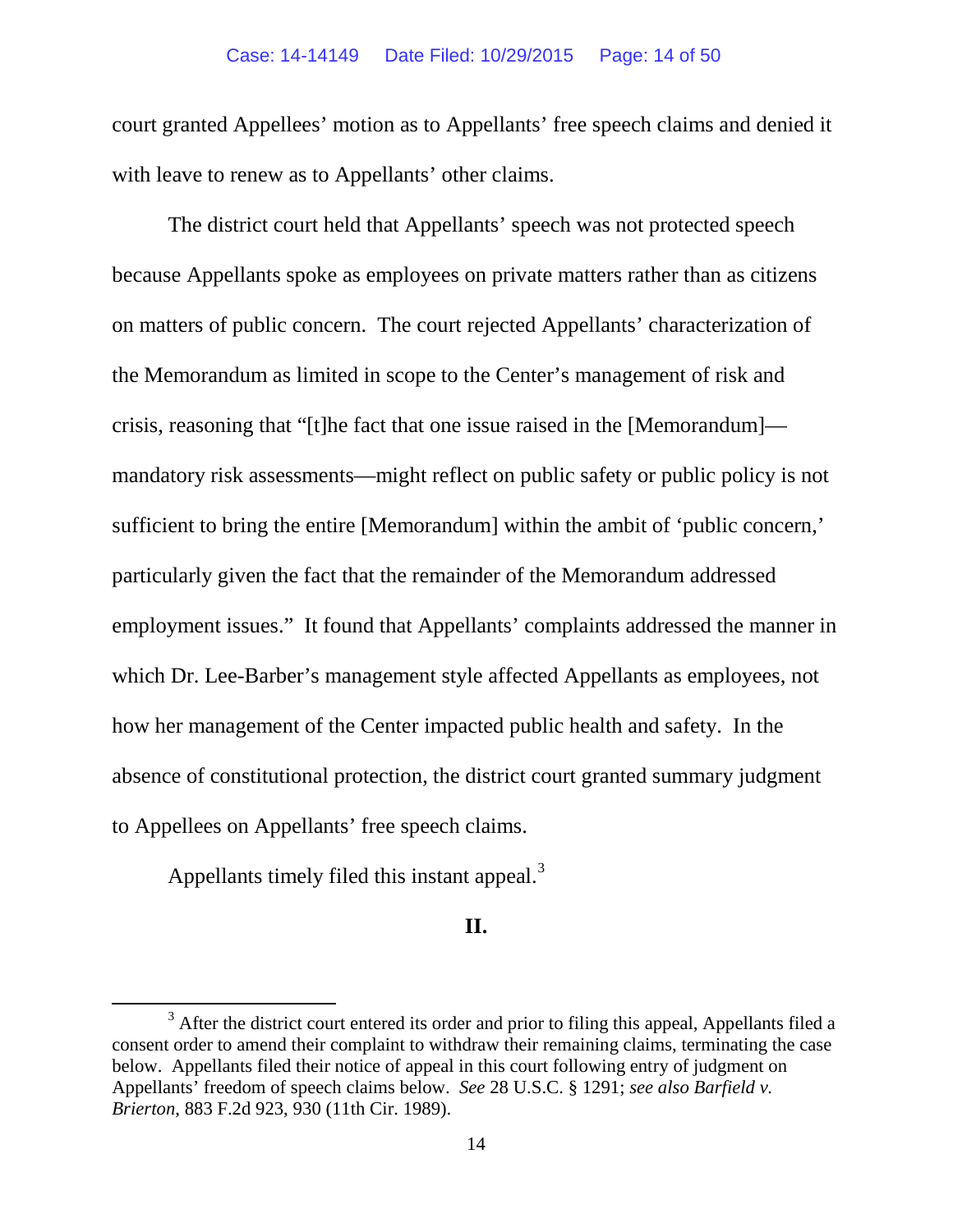court granted Appellees' motion as to Appellants' free speech claims and denied it with leave to renew as to Appellants' other claims.

The district court held that Appellants' speech was not protected speech because Appellants spoke as employees on private matters rather than as citizens on matters of public concern. The court rejected Appellants' characterization of the Memorandum as limited in scope to the Center's management of risk and crisis, reasoning that "[t]he fact that one issue raised in the [Memorandum]—mandatory risk assessments—might reflect on public safety or public policy is not sufficient to bring the entire [Memorandum] within the ambit of 'public concern,' particularly given the fact that the remainder of the Memorandum addressed employment issues." It found that Appellants' complaints addressed the manner in which Dr. Lee-Barber's management style affected Appellants as employees, not how her management of the Center impacted public health and safety. In the absence of constitutional protection, the district court granted summary judgment to Appellees on Appellants' free speech claims.

Appellants timely filed this instant appeal.[3]

## II.

[3] After the district court entered its order and prior to filing this appeal, Appellants filed a consent order to amend their complaint to withdraw their remaining claims, terminating the case below. Appellants filed their notice of appeal in this court following entry of judgment on Appellants' freedom of speech claims below. *See* 28 U.S.C. § 1291; *see also Barfield v. Brierton*, 883 F.2d 923, 930 (11th Cir. 1989).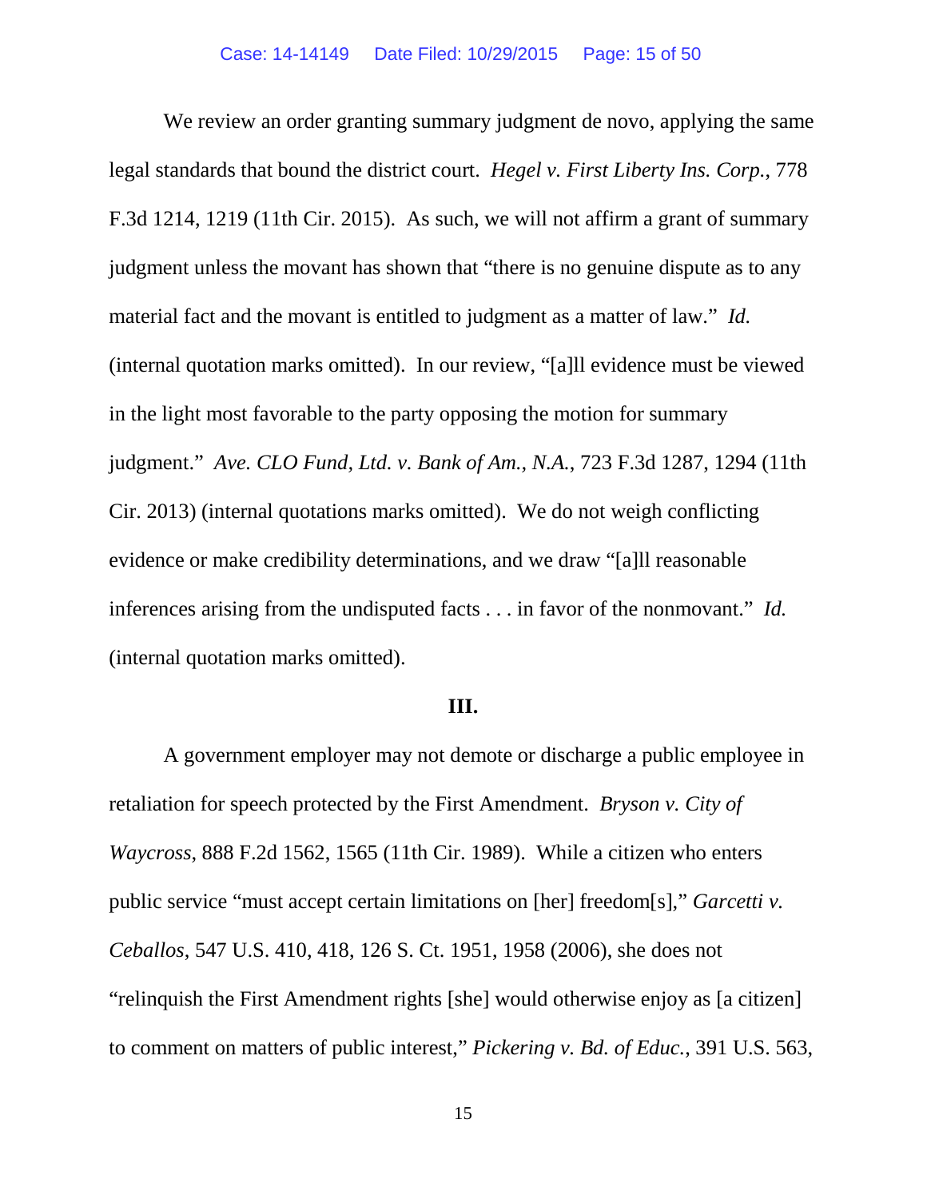We review an order granting summary judgment de novo, applying the same legal standards that bound the district court. *Hegel v. First Liberty Ins. Corp.*, 778 F.3d 1214, 1219 (11th Cir. 2015). As such, we will not affirm a grant of summary judgment unless the movant has shown that "there is no genuine dispute as to any material fact and the movant is entitled to judgment as a matter of law." *Id.* (internal quotation marks omitted). In our review, "[a]ll evidence must be viewed in the light most favorable to the party opposing the motion for summary judgment." *Ave. CLO Fund, Ltd. v. Bank of Am., N.A.*, 723 F.3d 1287, 1294 (11th Cir. 2013) (internal quotations marks omitted). We do not weigh conflicting evidence or make credibility determinations, and we draw "[a]ll reasonable inferences arising from the undisputed facts . . . in favor of the nonmovant." *Id.* (internal quotation marks omitted).

**III.**

A government employer may not demote or discharge a public employee in retaliation for speech protected by the First Amendment. *Bryson v. City of Waycross*, 888 F.2d 1562, 1565 (11th Cir. 1989). While a citizen who enters public service "must accept certain limitations on [her] freedom[s]," *Garcetti v. Ceballos*, 547 U.S. 410, 418, 126 S. Ct. 1951, 1958 (2006), she does not "relinquish the First Amendment rights [she] would otherwise enjoy as [a citizen] to comment on matters of public interest," *Pickering v. Bd. of Educ.*, 391 U.S. 563,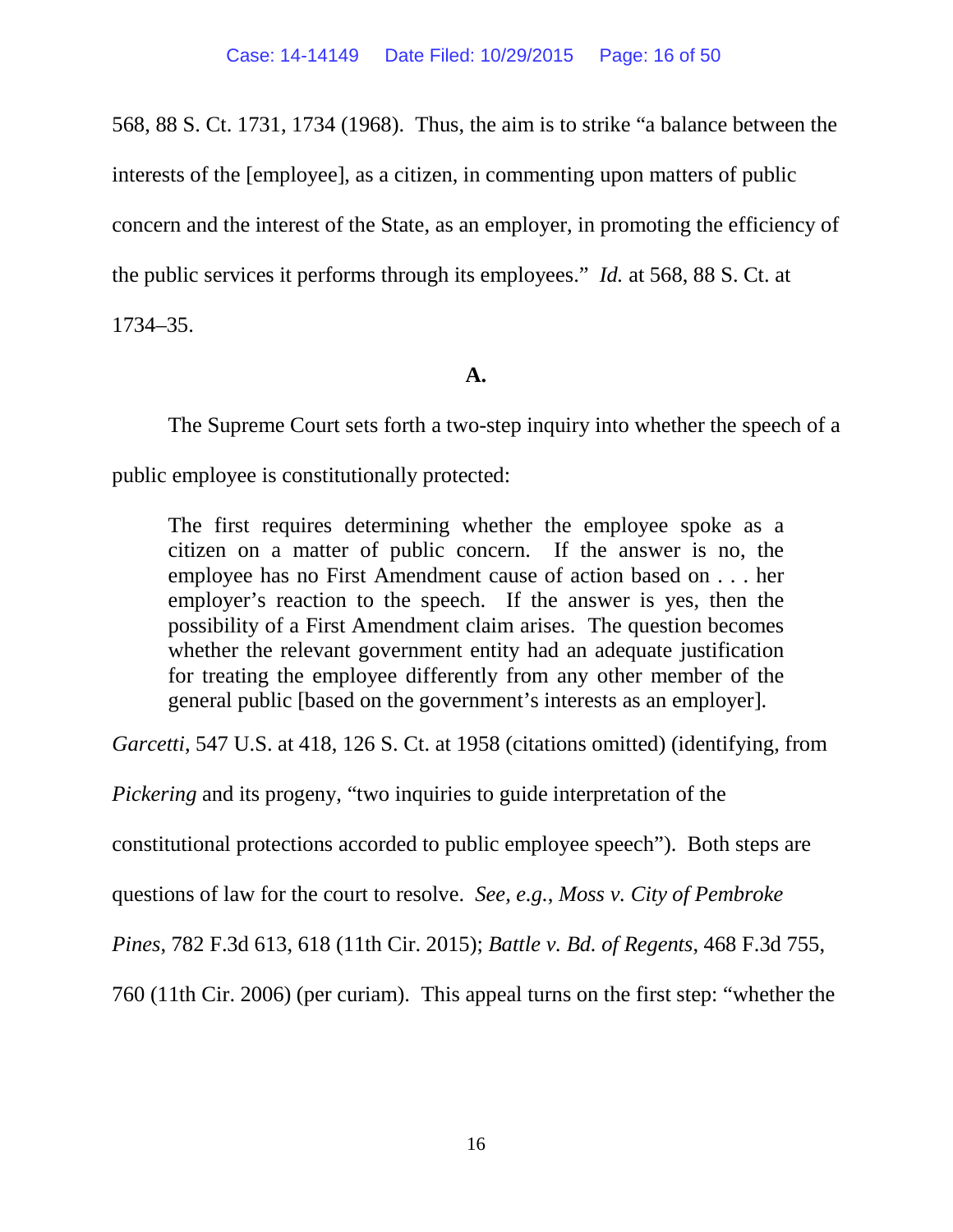568, 88 S. Ct. 1731, 1734 (1968). Thus, the aim is to strike "a balance between the interests of the [employee], as a citizen, in commenting upon matters of public concern and the interest of the State, as an employer, in promoting the efficiency of the public services it performs through its employees." *Id.* at 568, 88 S. Ct. at 1734–35.

**A.**

The Supreme Court sets forth a two-step inquiry into whether the speech of a public employee is constitutionally protected:

> The first requires determining whether the employee spoke as a citizen on a matter of public concern. If the answer is no, the employee has no First Amendment cause of action based on . . . her employer's reaction to the speech. If the answer is yes, then the possibility of a First Amendment claim arises. The question becomes whether the relevant government entity had an adequate justification for treating the employee differently from any other member of the general public [based on the government's interests as an employer].

*Garcetti*, 547 U.S. at 418, 126 S. Ct. at 1958 (citations omitted) (identifying, from *Pickering* and its progeny, "two inquiries to guide interpretation of the constitutional protections accorded to public employee speech"). Both steps are questions of law for the court to resolve. *See, e.g.*, *Moss v. City of Pembroke Pines*, 782 F.3d 613, 618 (11th Cir. 2015); *Battle v. Bd. of Regents*, 468 F.3d 755, 760 (11th Cir. 2006) (per curiam). This appeal turns on the first step: "whether the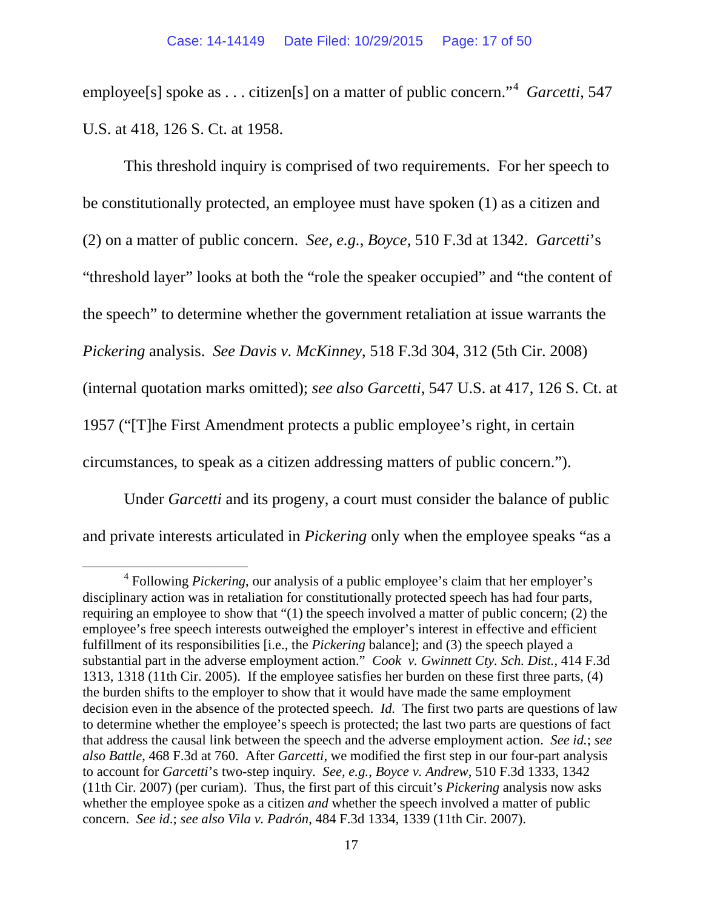employee[s] spoke as . . . citizen[s] on a matter of public concern."[4] *Garcetti*, 547 U.S. at 418, 126 S. Ct. at 1958.

This threshold inquiry is comprised of two requirements. For her speech to be constitutionally protected, an employee must have spoken (1) as a citizen and (2) on a matter of public concern. *See, e.g.*, *Boyce*, 510 F.3d at 1342. *Garcetti*'s "threshold layer" looks at both the "role the speaker occupied" and "the content of the speech" to determine whether the government retaliation at issue warrants the *Pickering* analysis. *See Davis v. McKinney*, 518 F.3d 304, 312 (5th Cir. 2008) (internal quotation marks omitted); *see also Garcetti*, 547 U.S. at 417, 126 S. Ct. at 1957 ("[T]he First Amendment protects a public employee's right, in certain circumstances, to speak as a citizen addressing matters of public concern.").

Under *Garcetti* and its progeny, a court must consider the balance of public and private interests articulated in *Pickering* only when the employee speaks "as a

---

[4] Following *Pickering*, our analysis of a public employee's claim that her employer's disciplinary action was in retaliation for constitutionally protected speech has had four parts, requiring an employee to show that "(1) the speech involved a matter of public concern; (2) the employee's free speech interests outweighed the employer's interest in effective and efficient fulfillment of its responsibilities [i.e., the *Pickering* balance]; and (3) the speech played a substantial part in the adverse employment action." *Cook v. Gwinnett Cty. Sch. Dist.*, 414 F.3d 1313, 1318 (11th Cir. 2005). If the employee satisfies her burden on these first three parts, (4) the burden shifts to the employer to show that it would have made the same employment decision even in the absence of the protected speech. *Id.* The first two parts are questions of law to determine whether the employee's speech is protected; the last two parts are questions of fact that address the causal link between the speech and the adverse employment action. *See id.*; *see also Battle*, 468 F.3d at 760. After *Garcetti*, we modified the first step in our four-part analysis to account for *Garcetti*'s two-step inquiry. *See, e.g.*, *Boyce v. Andrew*, 510 F.3d 1333, 1342 (11th Cir. 2007) (per curiam). Thus, the first part of this circuit's *Pickering* analysis now asks whether the employee spoke as a citizen *and* whether the speech involved a matter of public concern. *See id.*; *see also Vila v. Padrón*, 484 F.3d 1334, 1339 (11th Cir. 2007).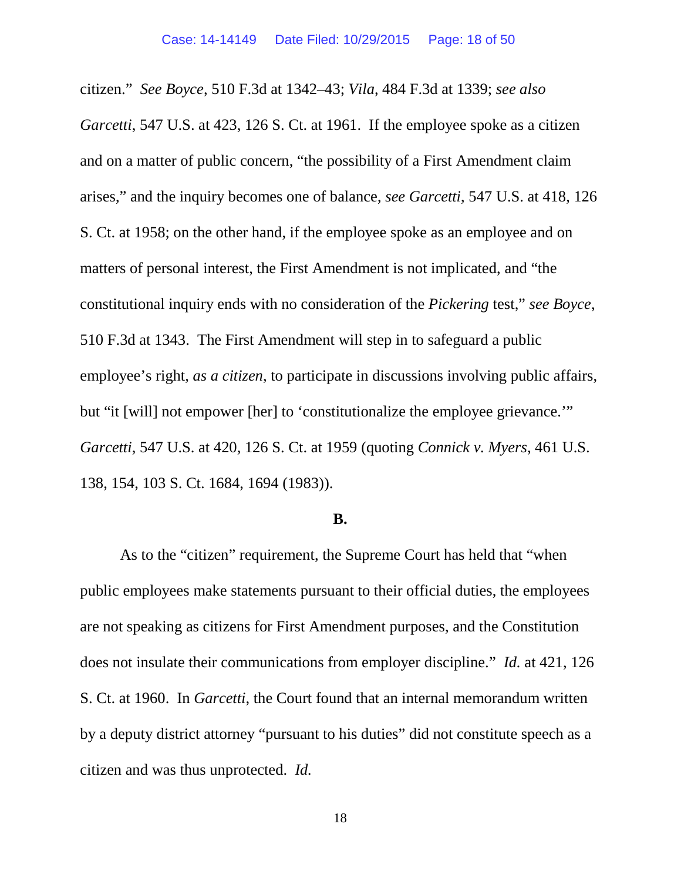citizen." *See Boyce*, 510 F.3d at 1342–43; *Vila*, 484 F.3d at 1339; *see also Garcetti*, 547 U.S. at 423, 126 S. Ct. at 1961. If the employee spoke as a citizen and on a matter of public concern, "the possibility of a First Amendment claim arises," and the inquiry becomes one of balance, *see Garcetti*, 547 U.S. at 418, 126 S. Ct. at 1958; on the other hand, if the employee spoke as an employee and on matters of personal interest, the First Amendment is not implicated, and "the constitutional inquiry ends with no consideration of the *Pickering* test," *see Boyce*, 510 F.3d at 1343. The First Amendment will step in to safeguard a public employee's right, *as a citizen*, to participate in discussions involving public affairs, but "it [will] not empower [her] to 'constitutionalize the employee grievance.'" *Garcetti*, 547 U.S. at 420, 126 S. Ct. at 1959 (quoting *Connick v. Myers*, 461 U.S. 138, 154, 103 S. Ct. 1684, 1694 (1983)).

**B.**

As to the "citizen" requirement, the Supreme Court has held that "when public employees make statements pursuant to their official duties, the employees are not speaking as citizens for First Amendment purposes, and the Constitution does not insulate their communications from employer discipline." *Id.* at 421, 126 S. Ct. at 1960. In *Garcetti*, the Court found that an internal memorandum written by a deputy district attorney "pursuant to his duties" did not constitute speech as a citizen and was thus unprotected. *Id.*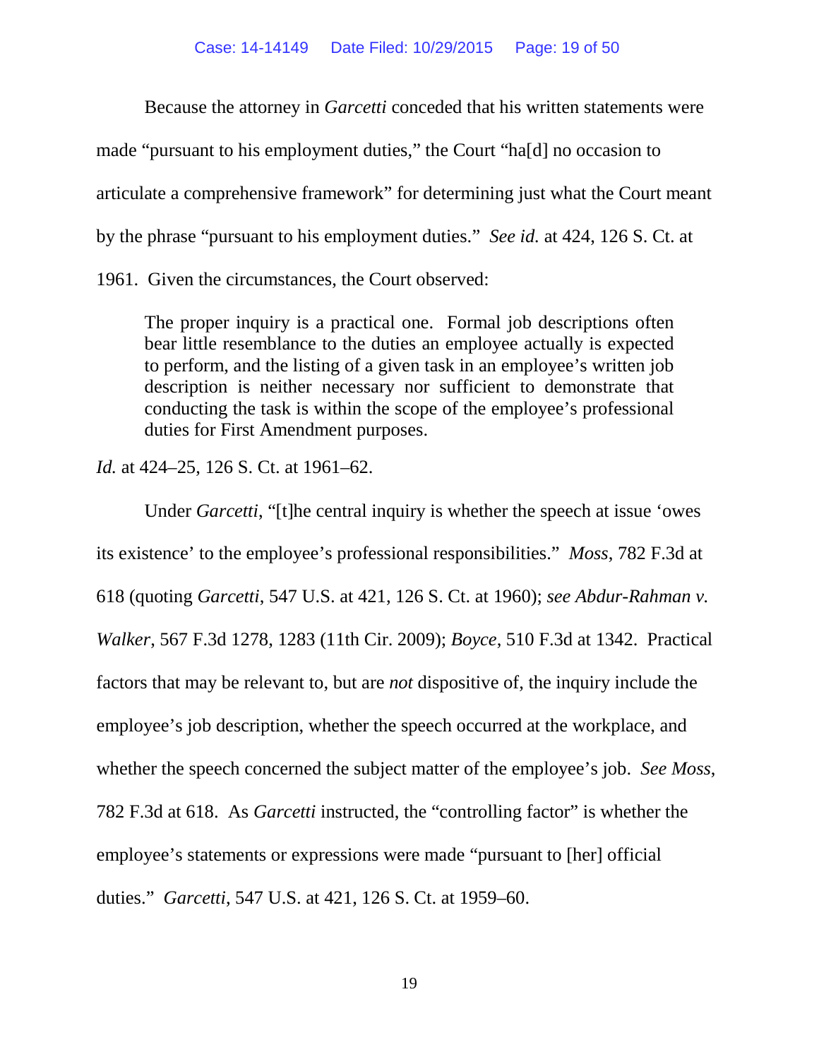Because the attorney in *Garcetti* conceded that his written statements were made "pursuant to his employment duties," the Court "ha[d] no occasion to articulate a comprehensive framework" for determining just what the Court meant by the phrase "pursuant to his employment duties." *See id.* at 424, 126 S. Ct. at 1961. Given the circumstances, the Court observed:

> The proper inquiry is a practical one. Formal job descriptions often bear little resemblance to the duties an employee actually is expected to perform, and the listing of a given task in an employee's written job description is neither necessary nor sufficient to demonstrate that conducting the task is within the scope of the employee's professional duties for First Amendment purposes.

*Id.* at 424–25, 126 S. Ct. at 1961–62.

Under *Garcetti*, "[t]he central inquiry is whether the speech at issue 'owes its existence' to the employee's professional responsibilities." *Moss*, 782 F.3d at 618 (quoting *Garcetti*, 547 U.S. at 421, 126 S. Ct. at 1960); *see Abdur-Rahman v. Walker*, 567 F.3d 1278, 1283 (11th Cir. 2009); *Boyce*, 510 F.3d at 1342. Practical factors that may be relevant to, but are *not* dispositive of, the inquiry include the employee's job description, whether the speech occurred at the workplace, and whether the speech concerned the subject matter of the employee's job. *See Moss*, 782 F.3d at 618. As *Garcetti* instructed, the "controlling factor" is whether the employee's statements or expressions were made "pursuant to [her] official duties." *Garcetti*, 547 U.S. at 421, 126 S. Ct. at 1959–60.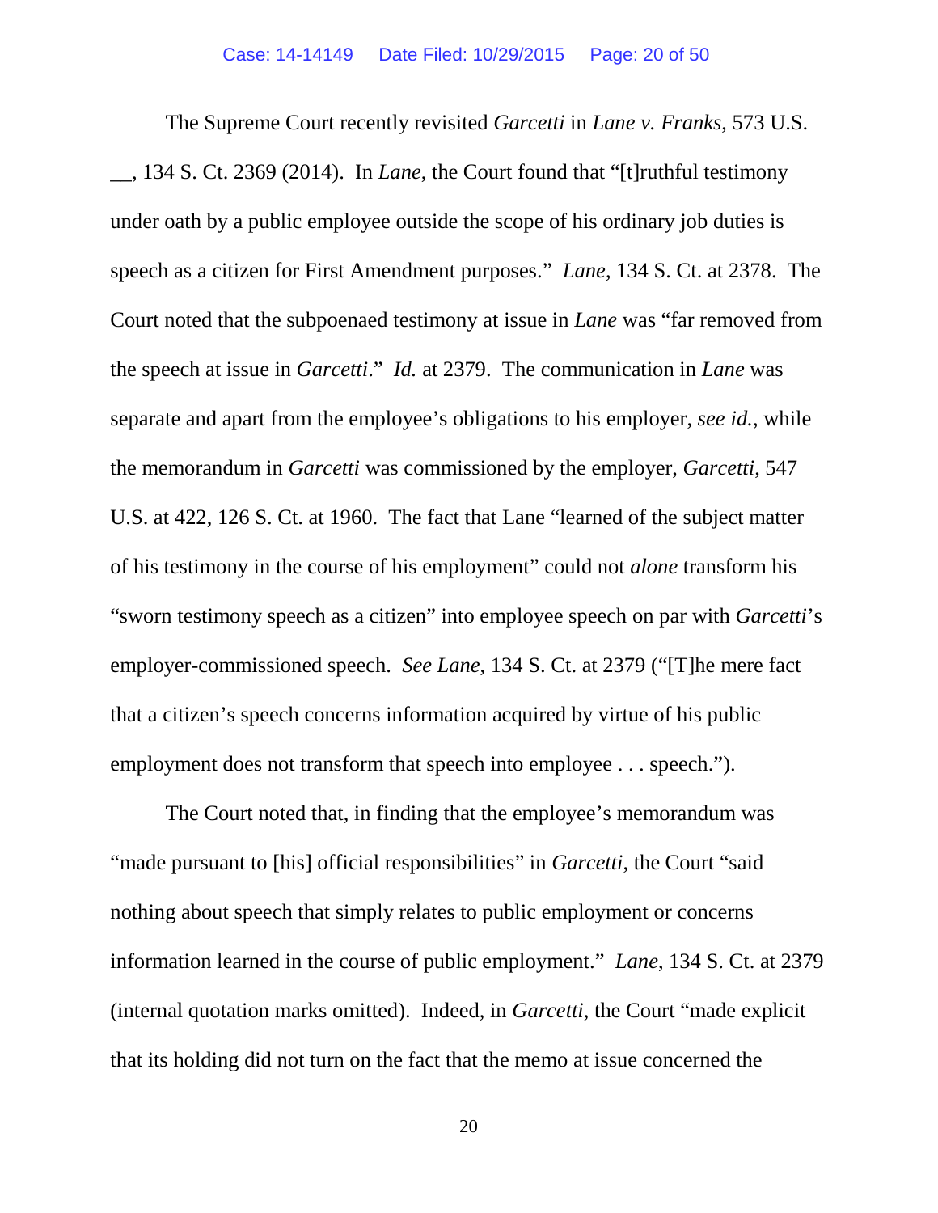The Supreme Court recently revisited *Garcetti* in *Lane v. Franks*, 573 U.S. __, 134 S. Ct. 2369 (2014). In *Lane*, the Court found that "[t]ruthful testimony under oath by a public employee outside the scope of his ordinary job duties is speech as a citizen for First Amendment purposes." *Lane*, 134 S. Ct. at 2378. The Court noted that the subpoenaed testimony at issue in *Lane* was "far removed from the speech at issue in *Garcetti*." *Id.* at 2379. The communication in *Lane* was separate and apart from the employee's obligations to his employer, *see id.*, while the memorandum in *Garcetti* was commissioned by the employer, *Garcetti*, 547 U.S. at 422, 126 S. Ct. at 1960. The fact that Lane "learned of the subject matter of his testimony in the course of his employment" could not *alone* transform his "sworn testimony speech as a citizen" into employee speech on par with *Garcetti*'s employer-commissioned speech. *See Lane*, 134 S. Ct. at 2379 ("[T]he mere fact that a citizen's speech concerns information acquired by virtue of his public employment does not transform that speech into employee . . . speech.").

The Court noted that, in finding that the employee's memorandum was "made pursuant to [his] official responsibilities" in *Garcetti*, the Court "said nothing about speech that simply relates to public employment or concerns information learned in the course of public employment." *Lane*, 134 S. Ct. at 2379 (internal quotation marks omitted). Indeed, in *Garcetti*, the Court "made explicit that its holding did not turn on the fact that the memo at issue concerned the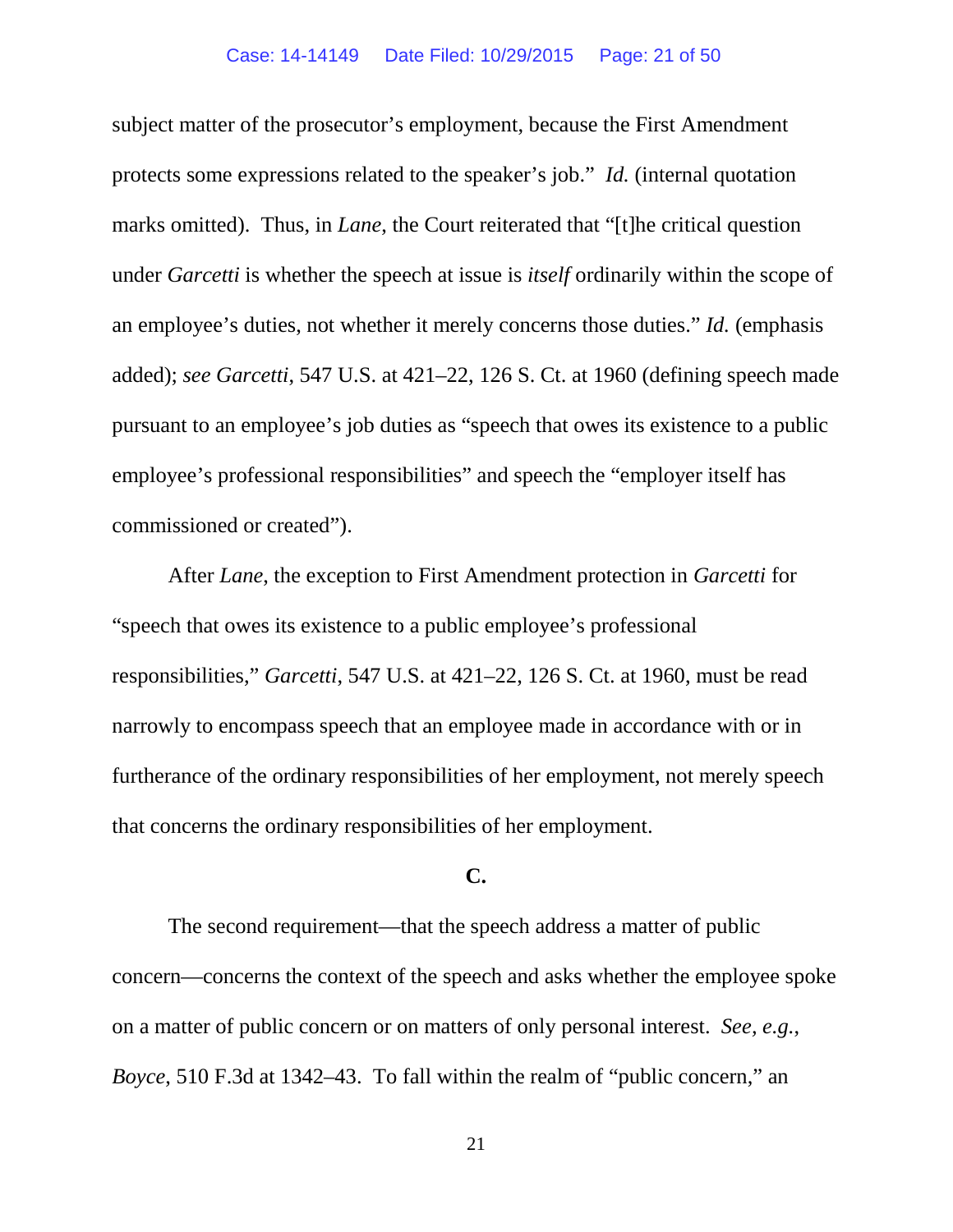subject matter of the prosecutor's employment, because the First Amendment protects some expressions related to the speaker's job." *Id.* (internal quotation marks omitted). Thus, in *Lane*, the Court reiterated that "[t]he critical question under *Garcetti* is whether the speech at issue is *itself* ordinarily within the scope of an employee's duties, not whether it merely concerns those duties." *Id.* (emphasis added); *see Garcetti*, 547 U.S. at 421–22, 126 S. Ct. at 1960 (defining speech made pursuant to an employee's job duties as "speech that owes its existence to a public employee's professional responsibilities" and speech the "employer itself has commissioned or created").

After *Lane*, the exception to First Amendment protection in *Garcetti* for "speech that owes its existence to a public employee's professional responsibilities," *Garcetti*, 547 U.S. at 421–22, 126 S. Ct. at 1960, must be read narrowly to encompass speech that an employee made in accordance with or in furtherance of the ordinary responsibilities of her employment, not merely speech that concerns the ordinary responsibilities of her employment.

**C.**

The second requirement—that the speech address a matter of public concern—concerns the context of the speech and asks whether the employee spoke on a matter of public concern or on matters of only personal interest. *See, e.g.*, *Boyce*, 510 F.3d at 1342–43. To fall within the realm of "public concern," an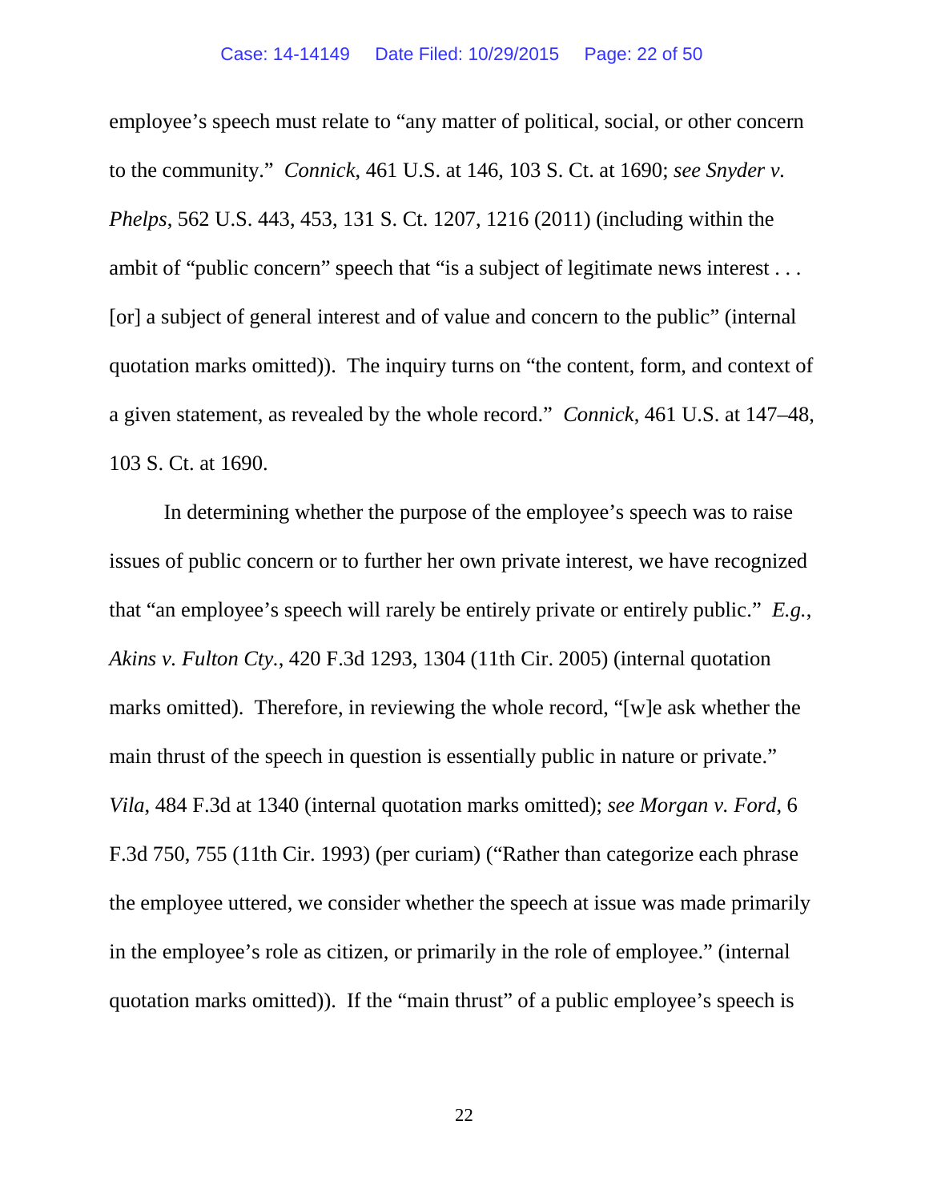employee's speech must relate to "any matter of political, social, or other concern to the community." *Connick*, 461 U.S. at 146, 103 S. Ct. at 1690; *see Snyder v. Phelps*, 562 U.S. 443, 453, 131 S. Ct. 1207, 1216 (2011) (including within the ambit of "public concern" speech that "is a subject of legitimate news interest . . . [or] a subject of general interest and of value and concern to the public" (internal quotation marks omitted)). The inquiry turns on "the content, form, and context of a given statement, as revealed by the whole record." *Connick*, 461 U.S. at 147–48, 103 S. Ct. at 1690.

In determining whether the purpose of the employee's speech was to raise issues of public concern or to further her own private interest, we have recognized that "an employee's speech will rarely be entirely private or entirely public." *E.g.*, *Akins v. Fulton Cty.*, 420 F.3d 1293, 1304 (11th Cir. 2005) (internal quotation marks omitted). Therefore, in reviewing the whole record, "[w]e ask whether the main thrust of the speech in question is essentially public in nature or private." *Vila*, 484 F.3d at 1340 (internal quotation marks omitted); *see Morgan v. Ford*, 6 F.3d 750, 755 (11th Cir. 1993) (per curiam) ("Rather than categorize each phrase the employee uttered, we consider whether the speech at issue was made primarily in the employee's role as citizen, or primarily in the role of employee." (internal quotation marks omitted)). If the "main thrust" of a public employee's speech is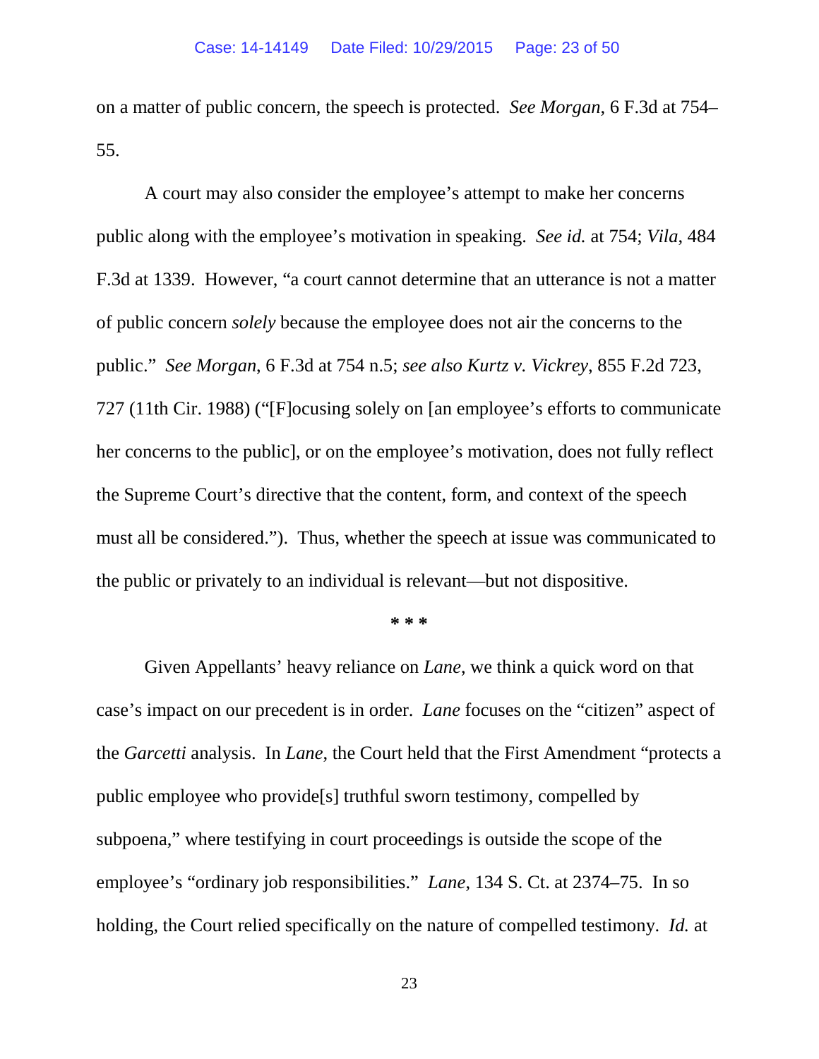on a matter of public concern, the speech is protected. *See Morgan*, 6 F.3d at 754–55.

A court may also consider the employee's attempt to make her concerns public along with the employee's motivation in speaking. *See id.* at 754; *Vila*, 484 F.3d at 1339. However, "a court cannot determine that an utterance is not a matter of public concern *solely* because the employee does not air the concerns to the public." *See Morgan*, 6 F.3d at 754 n.5; *see also Kurtz v. Vickrey*, 855 F.2d 723, 727 (11th Cir. 1988) ("[F]ocusing solely on [an employee's efforts to communicate her concerns to the public], or on the employee's motivation, does not fully reflect the Supreme Court's directive that the content, form, and context of the speech must all be considered."). Thus, whether the speech at issue was communicated to the public or privately to an individual is relevant—but not dispositive.

\* \* \*

Given Appellants' heavy reliance on *Lane*, we think a quick word on that case's impact on our precedent is in order. *Lane* focuses on the "citizen" aspect of the *Garcetti* analysis. In *Lane*, the Court held that the First Amendment "protects a public employee who provide[s] truthful sworn testimony, compelled by subpoena," where testifying in court proceedings is outside the scope of the employee's "ordinary job responsibilities." *Lane*, 134 S. Ct. at 2374–75. In so holding, the Court relied specifically on the nature of compelled testimony. *Id.* at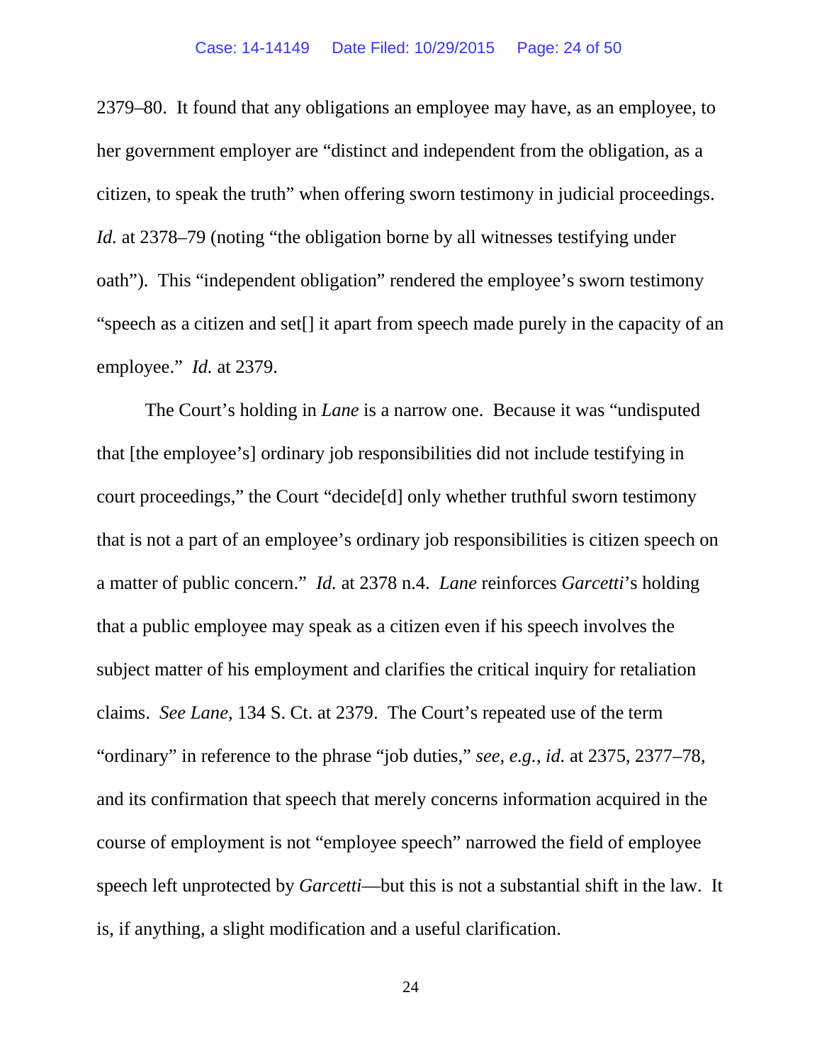2379–80. It found that any obligations an employee may have, as an employee, to her government employer are "distinct and independent from the obligation, as a citizen, to speak the truth" when offering sworn testimony in judicial proceedings. *Id.* at 2378–79 (noting "the obligation borne by all witnesses testifying under oath"). This "independent obligation" rendered the employee's sworn testimony "speech as a citizen and set[] it apart from speech made purely in the capacity of an employee." *Id.* at 2379.

The Court's holding in *Lane* is a narrow one. Because it was "undisputed that [the employee's] ordinary job responsibilities did not include testifying in court proceedings," the Court "decide[d] only whether truthful sworn testimony that is not a part of an employee's ordinary job responsibilities is citizen speech on a matter of public concern." *Id.* at 2378 n.4. *Lane* reinforces *Garcetti*'s holding that a public employee may speak as a citizen even if his speech involves the subject matter of his employment and clarifies the critical inquiry for retaliation claims. *See Lane*, 134 S. Ct. at 2379. The Court's repeated use of the term "ordinary" in reference to the phrase "job duties," *see, e.g.*, *id.* at 2375, 2377–78, and its confirmation that speech that merely concerns information acquired in the course of employment is not "employee speech" narrowed the field of employee speech left unprotected by *Garcetti*—but this is not a substantial shift in the law. It is, if anything, a slight modification and a useful clarification.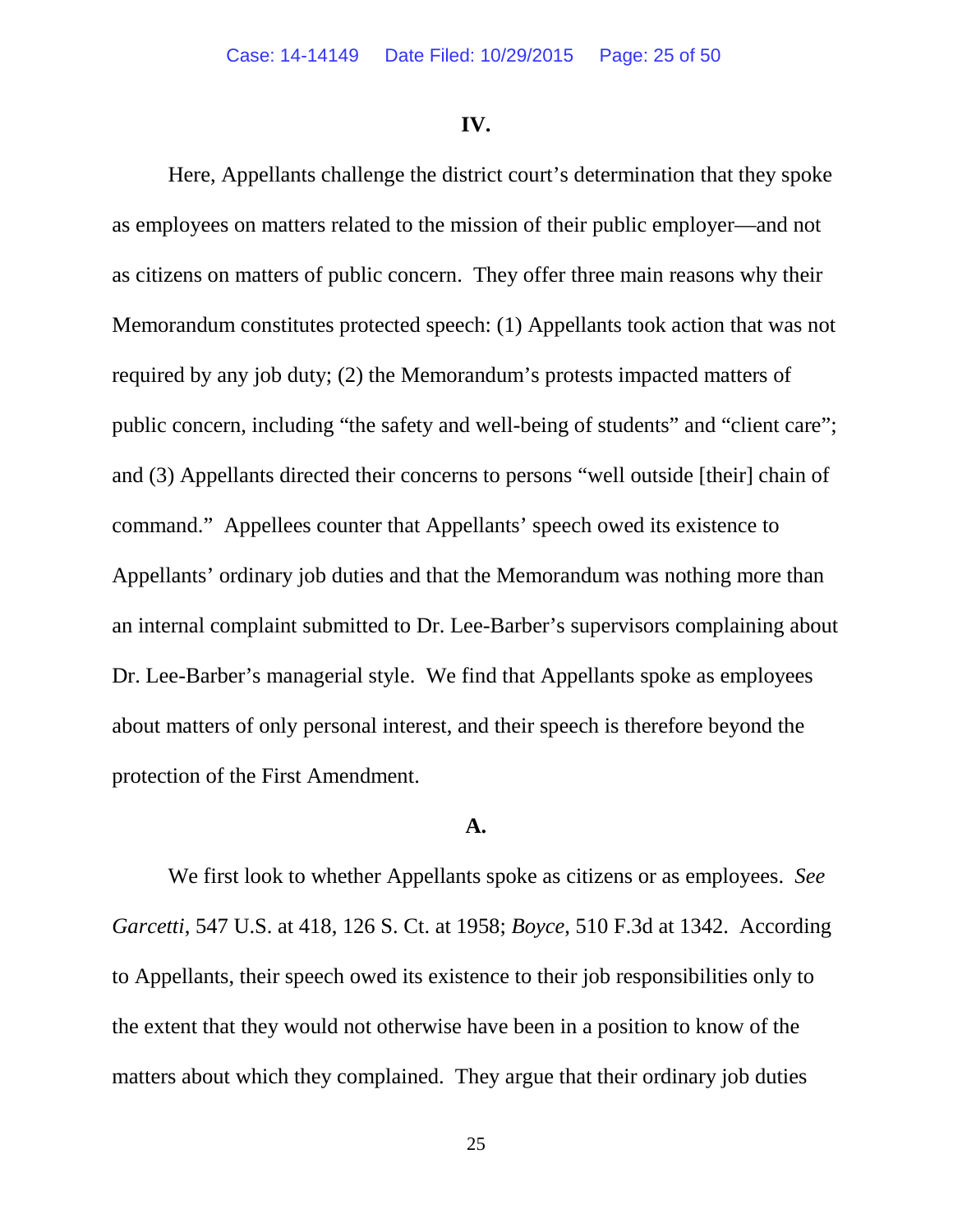## IV.

Here, Appellants challenge the district court's determination that they spoke as employees on matters related to the mission of their public employer—and not as citizens on matters of public concern. They offer three main reasons why their Memorandum constitutes protected speech: (1) Appellants took action that was not required by any job duty; (2) the Memorandum's protests impacted matters of public concern, including "the safety and well-being of students" and "client care"; and (3) Appellants directed their concerns to persons "well outside [their] chain of command." Appellees counter that Appellants' speech owed its existence to Appellants' ordinary job duties and that the Memorandum was nothing more than an internal complaint submitted to Dr. Lee-Barber's supervisors complaining about Dr. Lee-Barber's managerial style. We find that Appellants spoke as employees about matters of only personal interest, and their speech is therefore beyond the protection of the First Amendment.

### A.

We first look to whether Appellants spoke as citizens or as employees. *See Garcetti*, 547 U.S. at 418, 126 S. Ct. at 1958; *Boyce*, 510 F.3d at 1342. According to Appellants, their speech owed its existence to their job responsibilities only to the extent that they would not otherwise have been in a position to know of the matters about which they complained. They argue that their ordinary job duties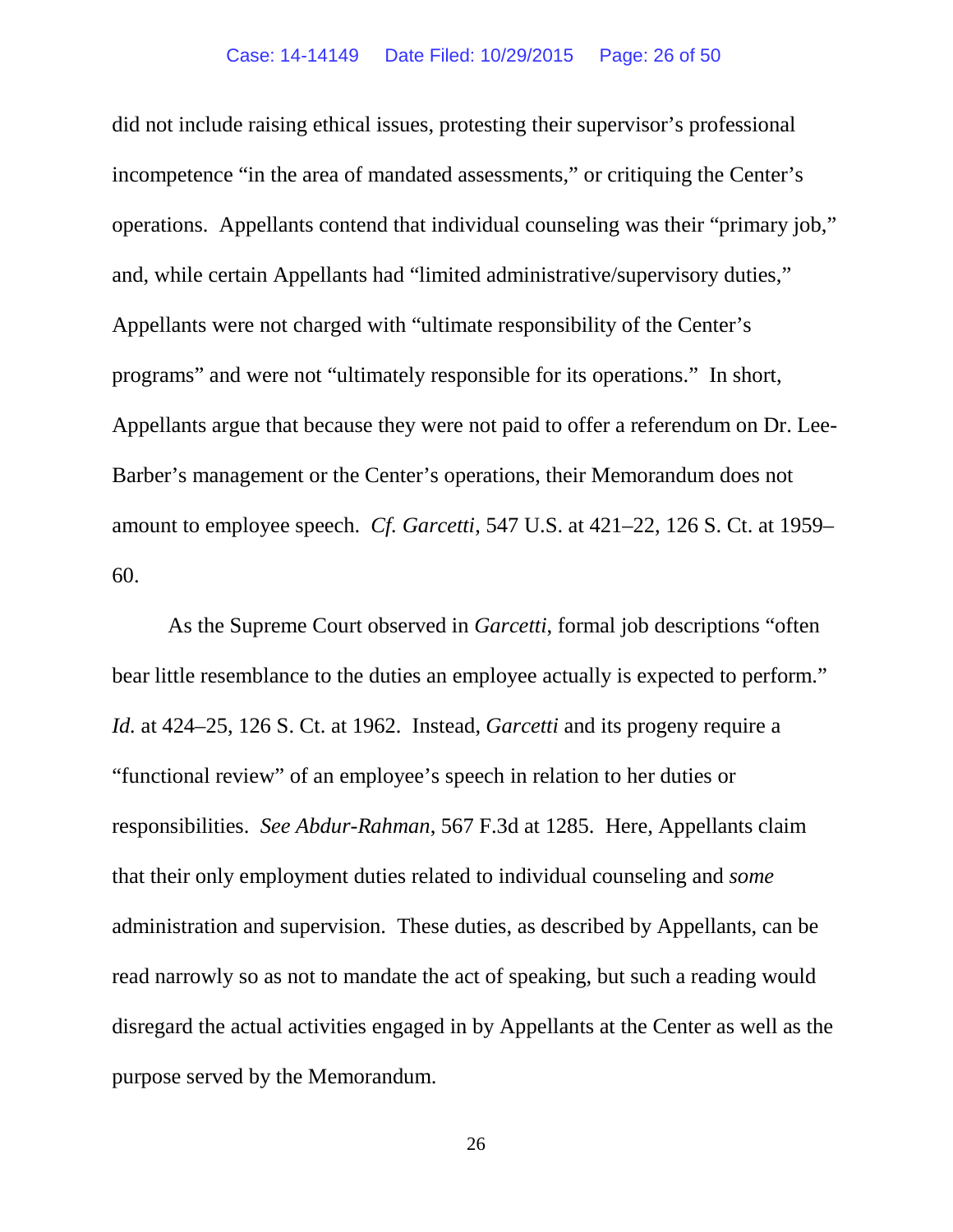did not include raising ethical issues, protesting their supervisor's professional incompetence "in the area of mandated assessments," or critiquing the Center's operations. Appellants contend that individual counseling was their "primary job," and, while certain Appellants had "limited administrative/supervisory duties," Appellants were not charged with "ultimate responsibility of the Center's programs" and were not "ultimately responsible for its operations." In short, Appellants argue that because they were not paid to offer a referendum on Dr. Lee-Barber's management or the Center's operations, their Memorandum does not amount to employee speech. *Cf. Garcetti*, 547 U.S. at 421–22, 126 S. Ct. at 1959–60.

As the Supreme Court observed in *Garcetti*, formal job descriptions "often bear little resemblance to the duties an employee actually is expected to perform." *Id.* at 424–25, 126 S. Ct. at 1962. Instead, *Garcetti* and its progeny require a "functional review" of an employee's speech in relation to her duties or responsibilities. *See Abdur-Rahman*, 567 F.3d at 1285. Here, Appellants claim that their only employment duties related to individual counseling and *some* administration and supervision. These duties, as described by Appellants, can be read narrowly so as not to mandate the act of speaking, but such a reading would disregard the actual activities engaged in by Appellants at the Center as well as the purpose served by the Memorandum.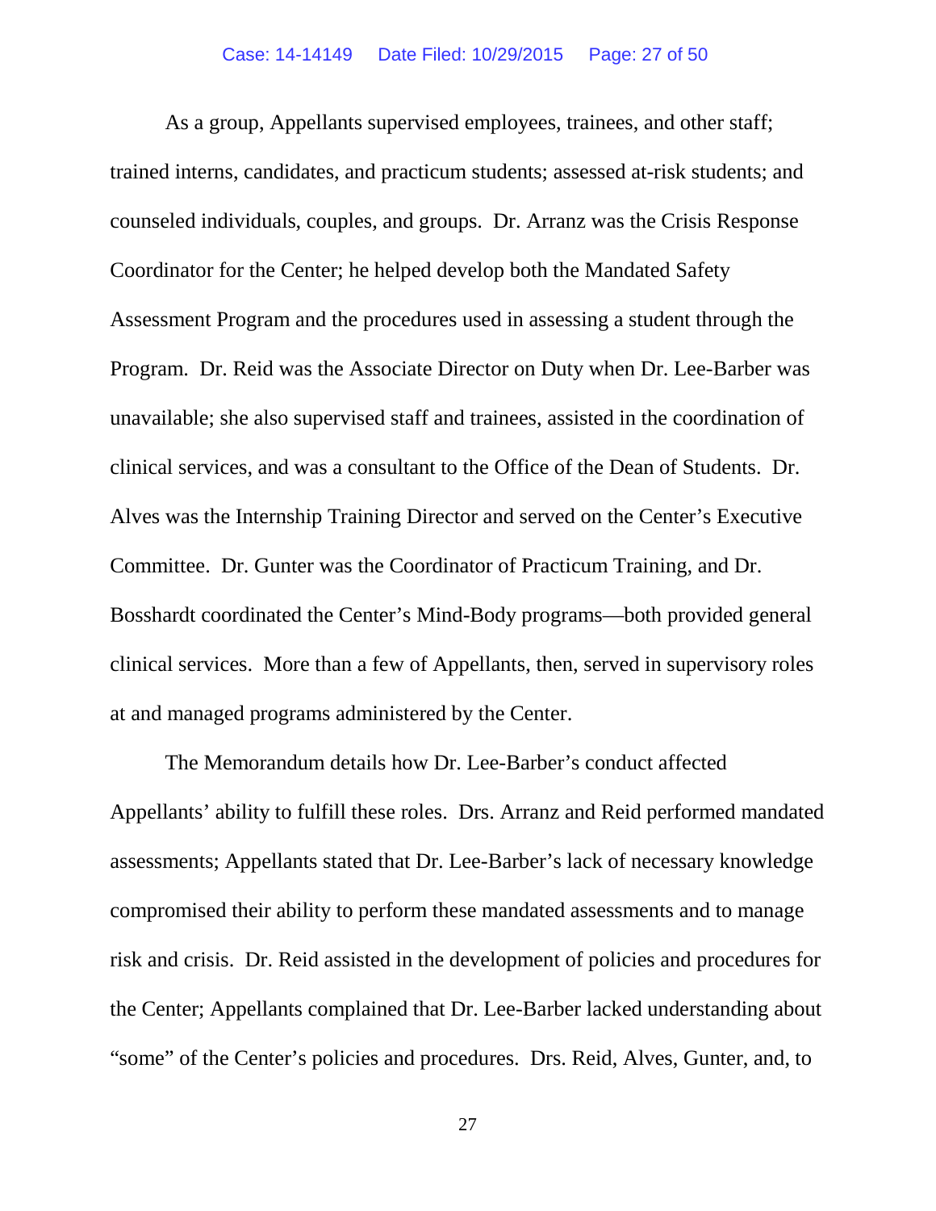As a group, Appellants supervised employees, trainees, and other staff; trained interns, candidates, and practicum students; assessed at-risk students; and counseled individuals, couples, and groups. Dr. Arranz was the Crisis Response Coordinator for the Center; he helped develop both the Mandated Safety Assessment Program and the procedures used in assessing a student through the Program. Dr. Reid was the Associate Director on Duty when Dr. Lee-Barber was unavailable; she also supervised staff and trainees, assisted in the coordination of clinical services, and was a consultant to the Office of the Dean of Students. Dr. Alves was the Internship Training Director and served on the Center's Executive Committee. Dr. Gunter was the Coordinator of Practicum Training, and Dr. Bosshardt coordinated the Center's Mind-Body programs—both provided general clinical services. More than a few of Appellants, then, served in supervisory roles at and managed programs administered by the Center.

The Memorandum details how Dr. Lee-Barber's conduct affected Appellants' ability to fulfill these roles. Drs. Arranz and Reid performed mandated assessments; Appellants stated that Dr. Lee-Barber's lack of necessary knowledge compromised their ability to perform these mandated assessments and to manage risk and crisis. Dr. Reid assisted in the development of policies and procedures for the Center; Appellants complained that Dr. Lee-Barber lacked understanding about "some" of the Center's policies and procedures. Drs. Reid, Alves, Gunter, and, to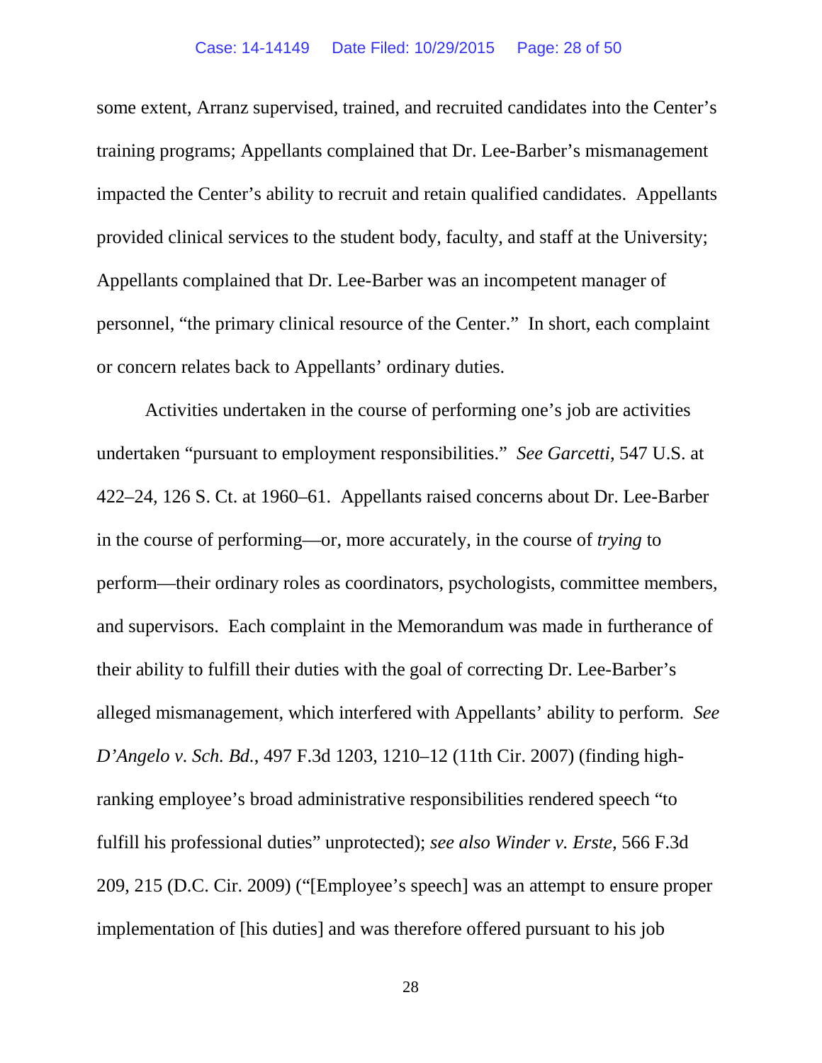some extent, Arranz supervised, trained, and recruited candidates into the Center's training programs; Appellants complained that Dr. Lee-Barber's mismanagement impacted the Center's ability to recruit and retain qualified candidates. Appellants provided clinical services to the student body, faculty, and staff at the University; Appellants complained that Dr. Lee-Barber was an incompetent manager of personnel, "the primary clinical resource of the Center." In short, each complaint or concern relates back to Appellants' ordinary duties.

Activities undertaken in the course of performing one's job are activities undertaken "pursuant to employment responsibilities." *See Garcetti*, 547 U.S. at 422–24, 126 S. Ct. at 1960–61. Appellants raised concerns about Dr. Lee-Barber in the course of performing—or, more accurately, in the course of *trying* to perform—their ordinary roles as coordinators, psychologists, committee members, and supervisors. Each complaint in the Memorandum was made in furtherance of their ability to fulfill their duties with the goal of correcting Dr. Lee-Barber's alleged mismanagement, which interfered with Appellants' ability to perform. *See D'Angelo v. Sch. Bd.*, 497 F.3d 1203, 1210–12 (11th Cir. 2007) (finding high-ranking employee's broad administrative responsibilities rendered speech "to fulfill his professional duties" unprotected); *see also Winder v. Erste*, 566 F.3d 209, 215 (D.C. Cir. 2009) ("[Employee's speech] was an attempt to ensure proper implementation of [his duties] and was therefore offered pursuant to his job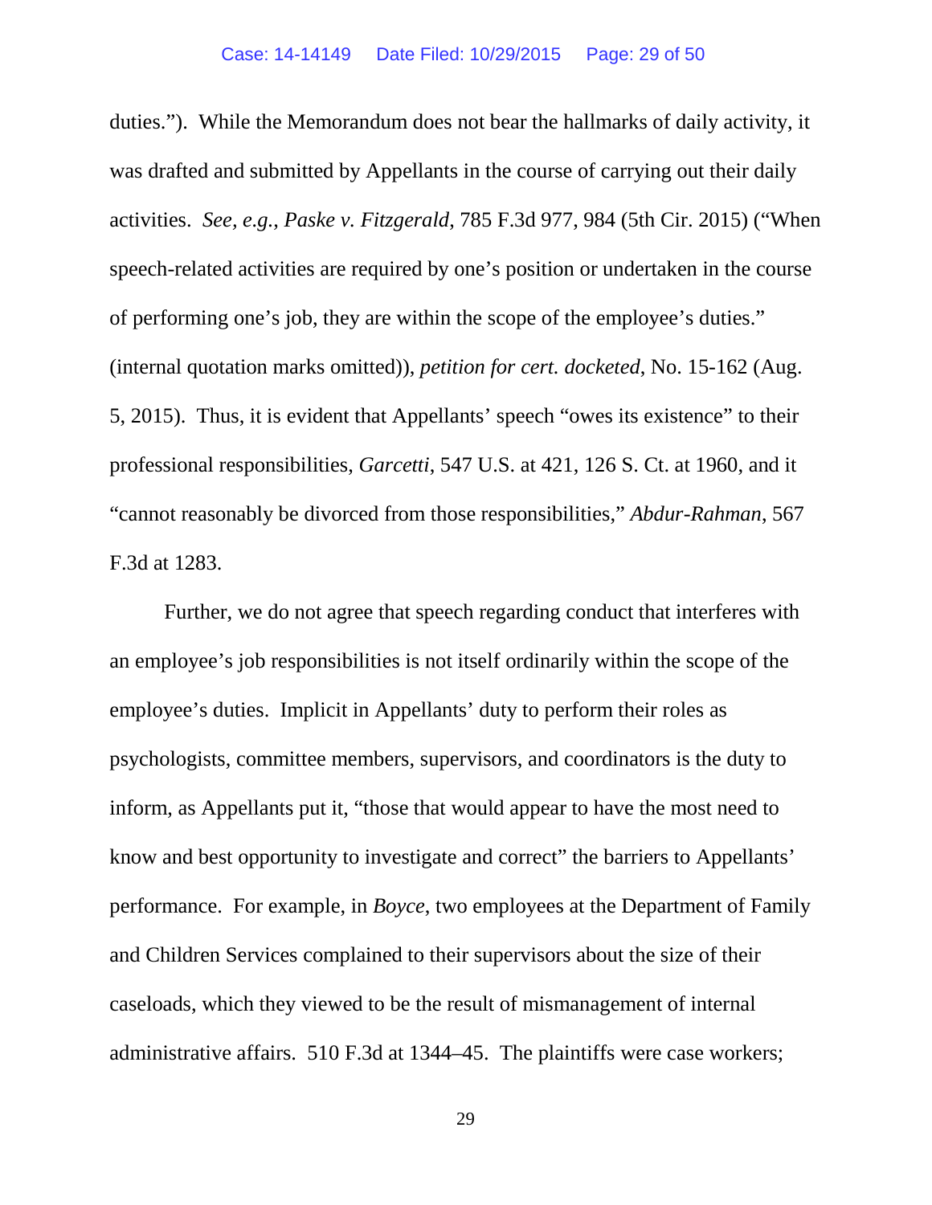duties."). While the Memorandum does not bear the hallmarks of daily activity, it was drafted and submitted by Appellants in the course of carrying out their daily activities. *See, e.g.*, *Paske v. Fitzgerald*, 785 F.3d 977, 984 (5th Cir. 2015) ("When speech-related activities are required by one's position or undertaken in the course of performing one's job, they are within the scope of the employee's duties." (internal quotation marks omitted)), *petition for cert. docketed*, No. 15-162 (Aug. 5, 2015). Thus, it is evident that Appellants' speech "owes its existence" to their professional responsibilities, *Garcetti*, 547 U.S. at 421, 126 S. Ct. at 1960, and it "cannot reasonably be divorced from those responsibilities," *Abdur-Rahman*, 567 F.3d at 1283.

Further, we do not agree that speech regarding conduct that interferes with an employee's job responsibilities is not itself ordinarily within the scope of the employee's duties. Implicit in Appellants' duty to perform their roles as psychologists, committee members, supervisors, and coordinators is the duty to inform, as Appellants put it, "those that would appear to have the most need to know and best opportunity to investigate and correct" the barriers to Appellants' performance. For example, in *Boyce*, two employees at the Department of Family and Children Services complained to their supervisors about the size of their caseloads, which they viewed to be the result of mismanagement of internal administrative affairs. 510 F.3d at 1344–45. The plaintiffs were case workers;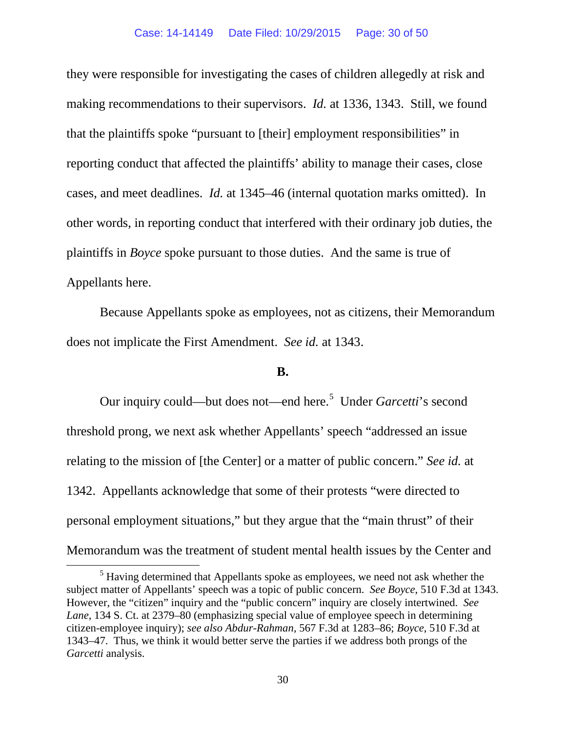they were responsible for investigating the cases of children allegedly at risk and making recommendations to their supervisors. *Id.* at 1336, 1343. Still, we found that the plaintiffs spoke "pursuant to [their] employment responsibilities" in reporting conduct that affected the plaintiffs' ability to manage their cases, close cases, and meet deadlines. *Id.* at 1345–46 (internal quotation marks omitted). In other words, in reporting conduct that interfered with their ordinary job duties, the plaintiffs in *Boyce* spoke pursuant to those duties. And the same is true of Appellants here.

Because Appellants spoke as employees, not as citizens, their Memorandum does not implicate the First Amendment. *See id.* at 1343.

**B.**

Our inquiry could—but does not—end here.[5] Under *Garcetti*'s second threshold prong, we next ask whether Appellants' speech "addressed an issue relating to the mission of [the Center] or a matter of public concern." *See id.* at 1342. Appellants acknowledge that some of their protests "were directed to personal employment situations," but they argue that the "main thrust" of their Memorandum was the treatment of student mental health issues by the Center and

[5] Having determined that Appellants spoke as employees, we need not ask whether the subject matter of Appellants' speech was a topic of public concern. *See Boyce*, 510 F.3d at 1343. However, the "citizen" inquiry and the "public concern" inquiry are closely intertwined. *See Lane*, 134 S. Ct. at 2379–80 (emphasizing special value of employee speech in determining citizen-employee inquiry); *see also Abdur-Rahman*, 567 F.3d at 1283–86; *Boyce*, 510 F.3d at 1343–47. Thus, we think it would better serve the parties if we address both prongs of the *Garcetti* analysis.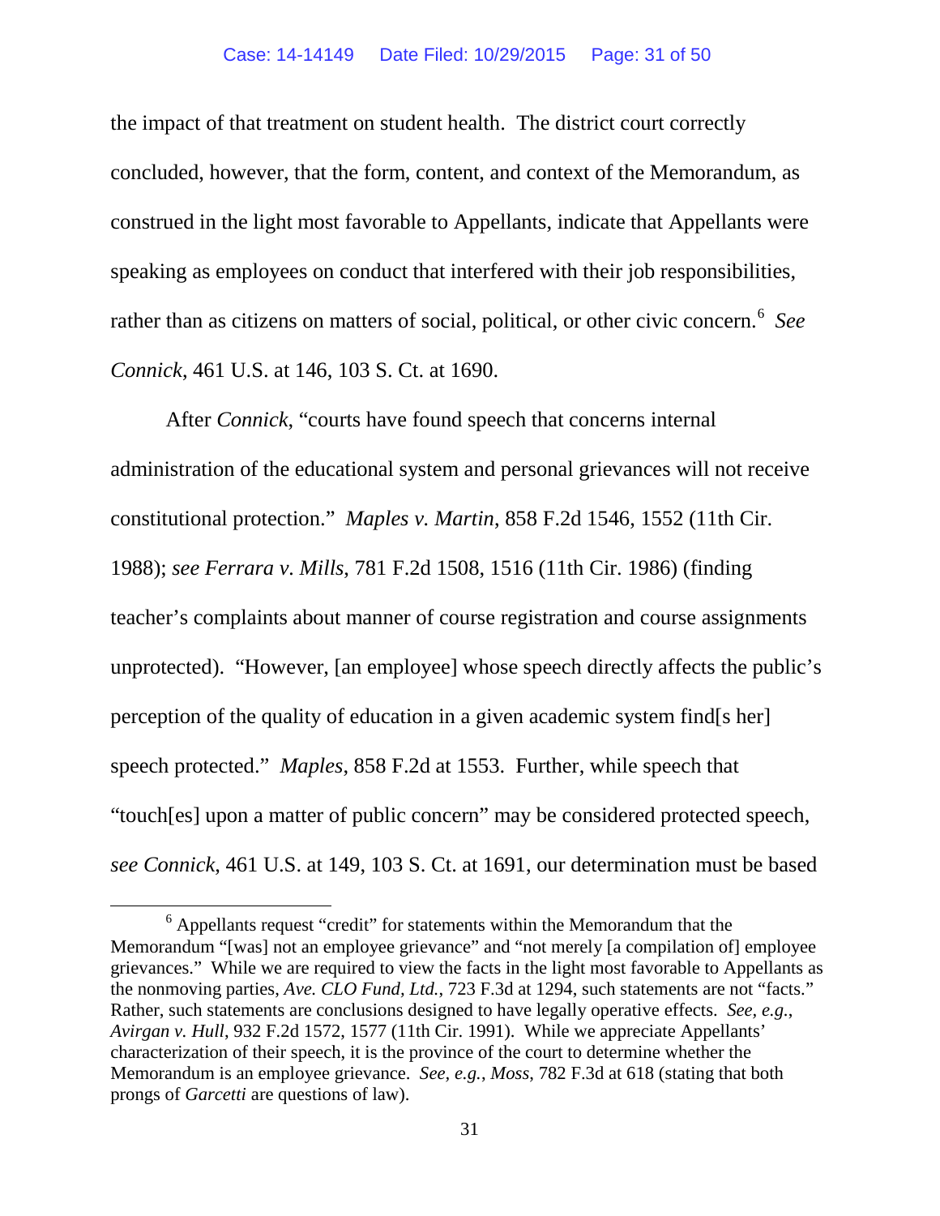the impact of that treatment on student health. The district court correctly concluded, however, that the form, content, and context of the Memorandum, as construed in the light most favorable to Appellants, indicate that Appellants were speaking as employees on conduct that interfered with their job responsibilities, rather than as citizens on matters of social, political, or other civic concern.[6] *See Connick*, 461 U.S. at 146, 103 S. Ct. at 1690.

After *Connick*, "courts have found speech that concerns internal administration of the educational system and personal grievances will not receive constitutional protection." *Maples v. Martin*, 858 F.2d 1546, 1552 (11th Cir. 1988); *see Ferrara v. Mills*, 781 F.2d 1508, 1516 (11th Cir. 1986) (finding teacher's complaints about manner of course registration and course assignments unprotected). "However, [an employee] whose speech directly affects the public's perception of the quality of education in a given academic system find[s her] speech protected." *Maples*, 858 F.2d at 1553. Further, while speech that "touch[es] upon a matter of public concern" may be considered protected speech, *see Connick*, 461 U.S. at 149, 103 S. Ct. at 1691, our determination must be based

---

[6] Appellants request "credit" for statements within the Memorandum that the Memorandum "[was] not an employee grievance" and "not merely [a compilation of] employee grievances." While we are required to view the facts in the light most favorable to Appellants as the nonmoving parties, *Ave. CLO Fund, Ltd.*, 723 F.3d at 1294, such statements are not "facts." Rather, such statements are conclusions designed to have legally operative effects. *See, e.g.*, *Avirgan v. Hull*, 932 F.2d 1572, 1577 (11th Cir. 1991). While we appreciate Appellants' characterization of their speech, it is the province of the court to determine whether the Memorandum is an employee grievance. *See, e.g.*, *Moss*, 782 F.3d at 618 (stating that both prongs of *Garcetti* are questions of law).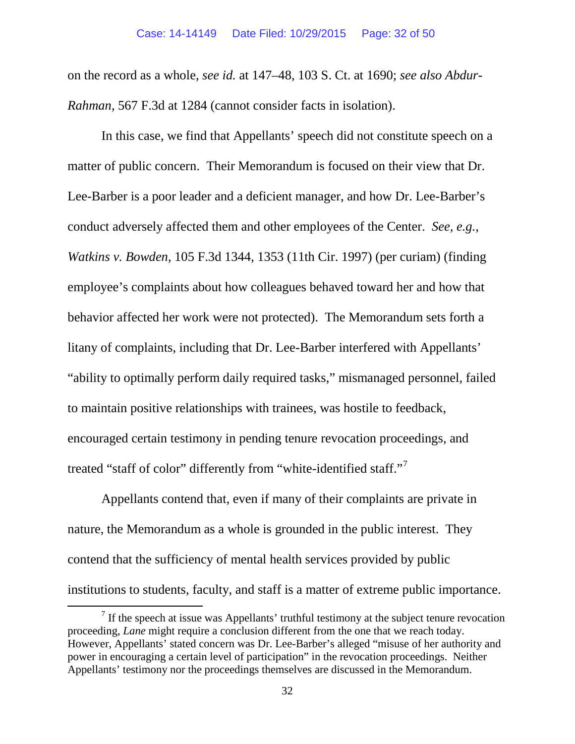on the record as a whole, *see id.* at 147–48, 103 S. Ct. at 1690; *see also Abdur-Rahman*, 567 F.3d at 1284 (cannot consider facts in isolation).

In this case, we find that Appellants' speech did not constitute speech on a matter of public concern. Their Memorandum is focused on their view that Dr. Lee-Barber is a poor leader and a deficient manager, and how Dr. Lee-Barber's conduct adversely affected them and other employees of the Center. *See, e.g.*, *Watkins v. Bowden*, 105 F.3d 1344, 1353 (11th Cir. 1997) (per curiam) (finding employee's complaints about how colleagues behaved toward her and how that behavior affected her work were not protected). The Memorandum sets forth a litany of complaints, including that Dr. Lee-Barber interfered with Appellants' "ability to optimally perform daily required tasks," mismanaged personnel, failed to maintain positive relationships with trainees, was hostile to feedback, encouraged certain testimony in pending tenure revocation proceedings, and treated "staff of color" differently from "white-identified staff."[7]

Appellants contend that, even if many of their complaints are private in nature, the Memorandum as a whole is grounded in the public interest. They contend that the sufficiency of mental health services provided by public institutions to students, faculty, and staff is a matter of extreme public importance.

[7] If the speech at issue was Appellants' truthful testimony at the subject tenure revocation proceeding, *Lane* might require a conclusion different from the one that we reach today. However, Appellants' stated concern was Dr. Lee-Barber's alleged "misuse of her authority and power in encouraging a certain level of participation" in the revocation proceedings. Neither Appellants' testimony nor the proceedings themselves are discussed in the Memorandum.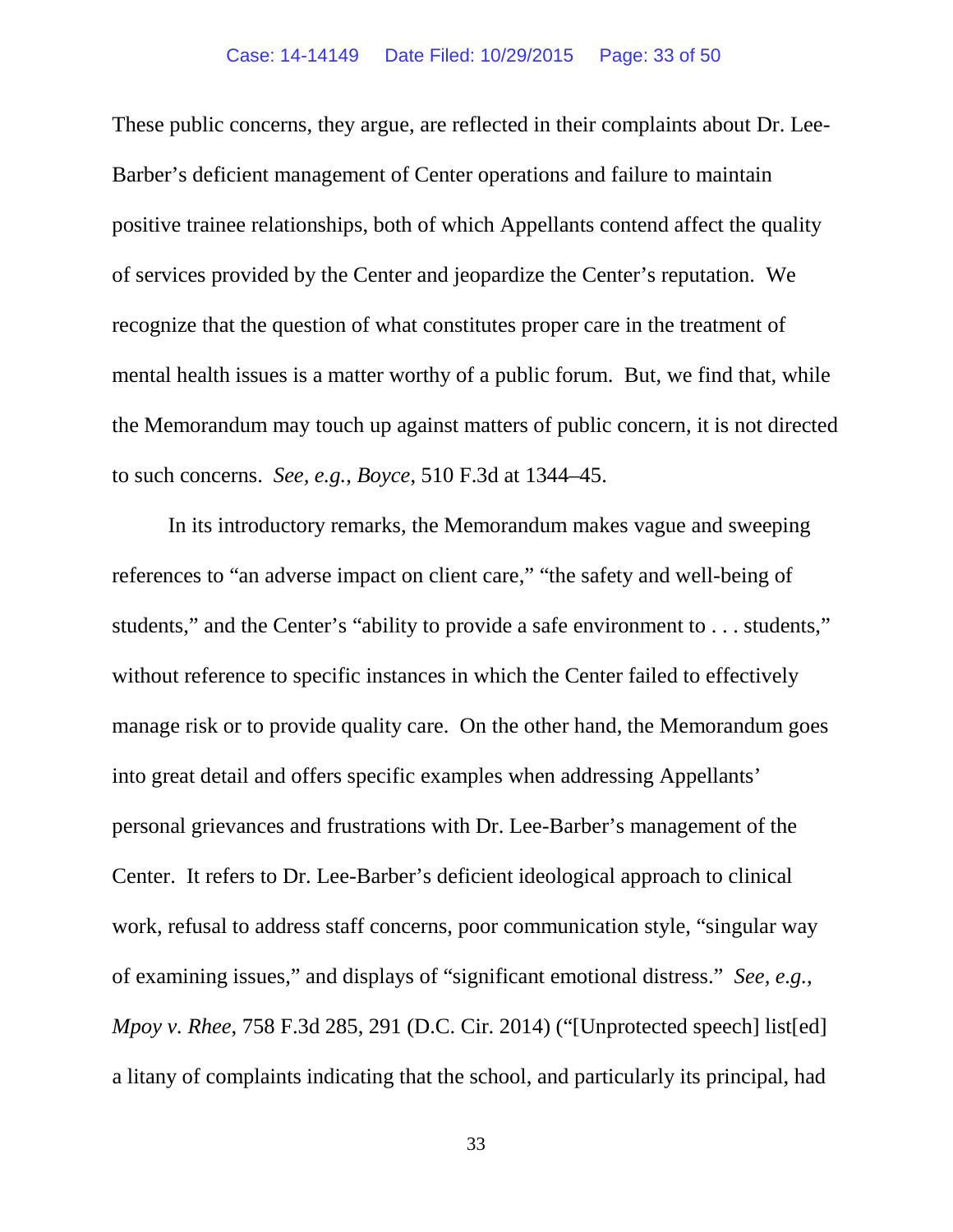These public concerns, they argue, are reflected in their complaints about Dr. Lee-Barber's deficient management of Center operations and failure to maintain positive trainee relationships, both of which Appellants contend affect the quality of services provided by the Center and jeopardize the Center's reputation. We recognize that the question of what constitutes proper care in the treatment of mental health issues is a matter worthy of a public forum. But, we find that, while the Memorandum may touch up against matters of public concern, it is not directed to such concerns. *See, e.g.*, *Boyce*, 510 F.3d at 1344–45.

In its introductory remarks, the Memorandum makes vague and sweeping references to "an adverse impact on client care," "the safety and well-being of students," and the Center's "ability to provide a safe environment to . . . students," without reference to specific instances in which the Center failed to effectively manage risk or to provide quality care. On the other hand, the Memorandum goes into great detail and offers specific examples when addressing Appellants' personal grievances and frustrations with Dr. Lee-Barber's management of the Center. It refers to Dr. Lee-Barber's deficient ideological approach to clinical work, refusal to address staff concerns, poor communication style, "singular way of examining issues," and displays of "significant emotional distress." *See, e.g.*, *Mpoy v. Rhee*, 758 F.3d 285, 291 (D.C. Cir. 2014) ("[Unprotected speech] list[ed] a litany of complaints indicating that the school, and particularly its principal, had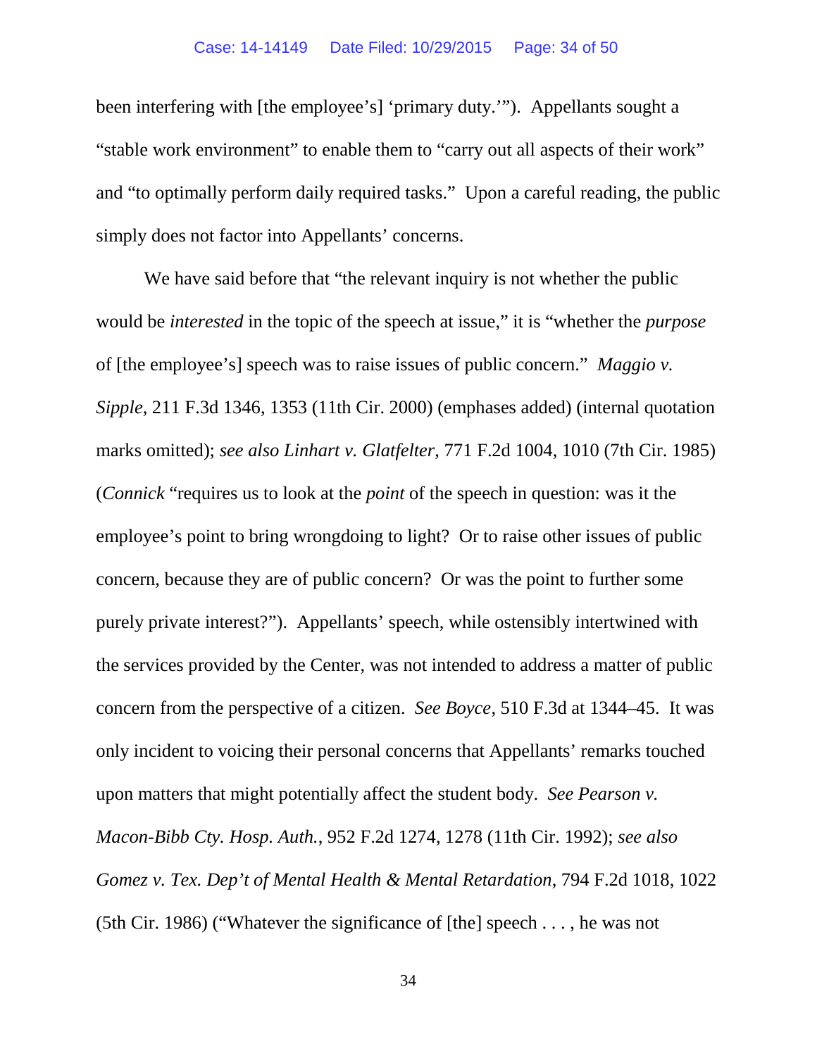been interfering with [the employee's] 'primary duty.'"). Appellants sought a "stable work environment" to enable them to "carry out all aspects of their work" and "to optimally perform daily required tasks." Upon a careful reading, the public simply does not factor into Appellants' concerns.

We have said before that "the relevant inquiry is not whether the public would be *interested* in the topic of the speech at issue," it is "whether the *purpose* of [the employee's] speech was to raise issues of public concern." *Maggio v. Sipple*, 211 F.3d 1346, 1353 (11th Cir. 2000) (emphases added) (internal quotation marks omitted); *see also Linhart v. Glatfelter*, 771 F.2d 1004, 1010 (7th Cir. 1985) (*Connick* "requires us to look at the *point* of the speech in question: was it the employee's point to bring wrongdoing to light? Or to raise other issues of public concern, because they are of public concern? Or was the point to further some purely private interest?"). Appellants' speech, while ostensibly intertwined with the services provided by the Center, was not intended to address a matter of public concern from the perspective of a citizen. *See Boyce*, 510 F.3d at 1344–45. It was only incident to voicing their personal concerns that Appellants' remarks touched upon matters that might potentially affect the student body. *See Pearson v. Macon-Bibb Cty. Hosp. Auth.*, 952 F.2d 1274, 1278 (11th Cir. 1992); *see also Gomez v. Tex. Dep't of Mental Health & Mental Retardation*, 794 F.2d 1018, 1022 (5th Cir. 1986) ("Whatever the significance of [the] speech . . . , he was not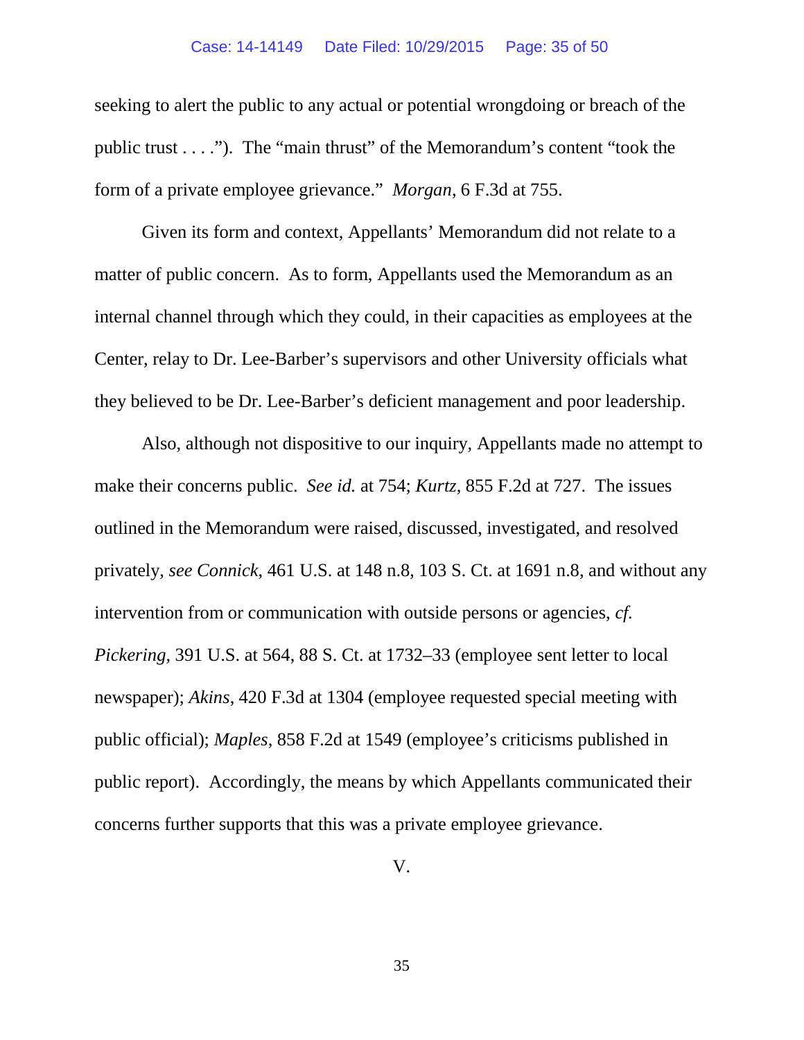seeking to alert the public to any actual or potential wrongdoing or breach of the public trust . . . ."). The "main thrust" of the Memorandum's content "took the form of a private employee grievance." *Morgan*, 6 F.3d at 755.

Given its form and context, Appellants' Memorandum did not relate to a matter of public concern. As to form, Appellants used the Memorandum as an internal channel through which they could, in their capacities as employees at the Center, relay to Dr. Lee-Barber's supervisors and other University officials what they believed to be Dr. Lee-Barber's deficient management and poor leadership.

Also, although not dispositive to our inquiry, Appellants made no attempt to make their concerns public. *See id.* at 754; *Kurtz*, 855 F.2d at 727. The issues outlined in the Memorandum were raised, discussed, investigated, and resolved privately, *see Connick*, 461 U.S. at 148 n.8, 103 S. Ct. at 1691 n.8, and without any intervention from or communication with outside persons or agencies, *cf. Pickering*, 391 U.S. at 564, 88 S. Ct. at 1732–33 (employee sent letter to local newspaper); *Akins*, 420 F.3d at 1304 (employee requested special meeting with public official); *Maples*, 858 F.2d at 1549 (employee's criticisms published in public report). Accordingly, the means by which Appellants communicated their concerns further supports that this was a private employee grievance.

V.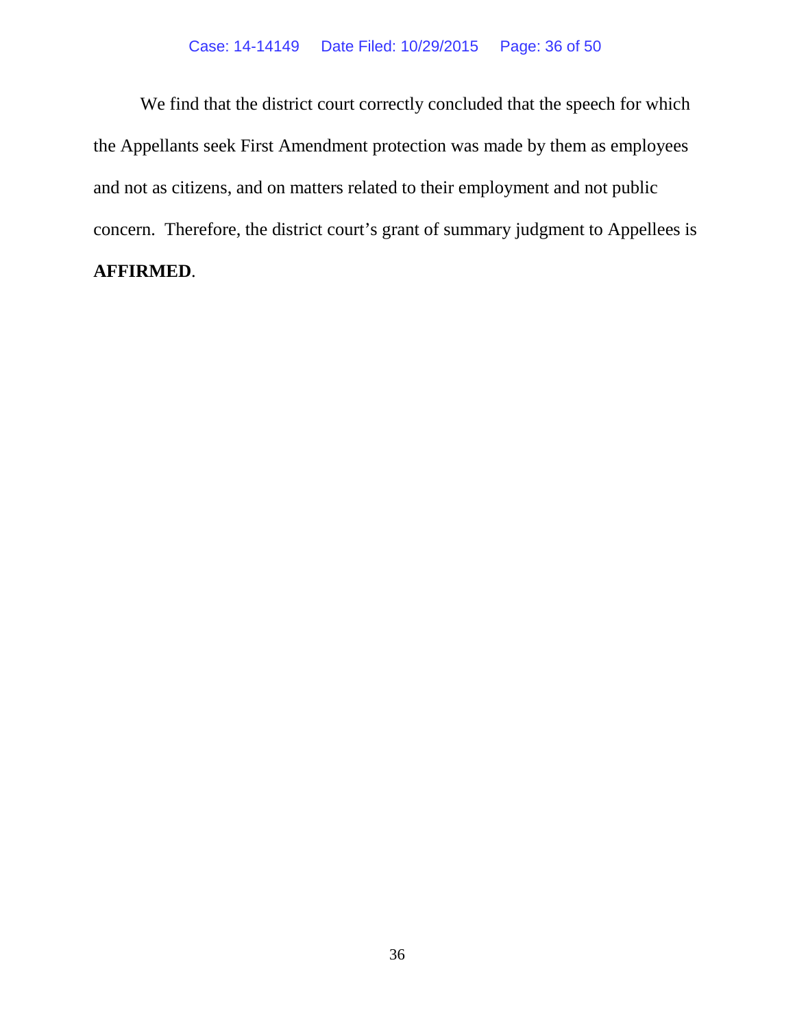We find that the district court correctly concluded that the speech for which the Appellants seek First Amendment protection was made by them as employees and not as citizens, and on matters related to their employment and not public concern. Therefore, the district court's grant of summary judgment to Appellees is **AFFIRMED**.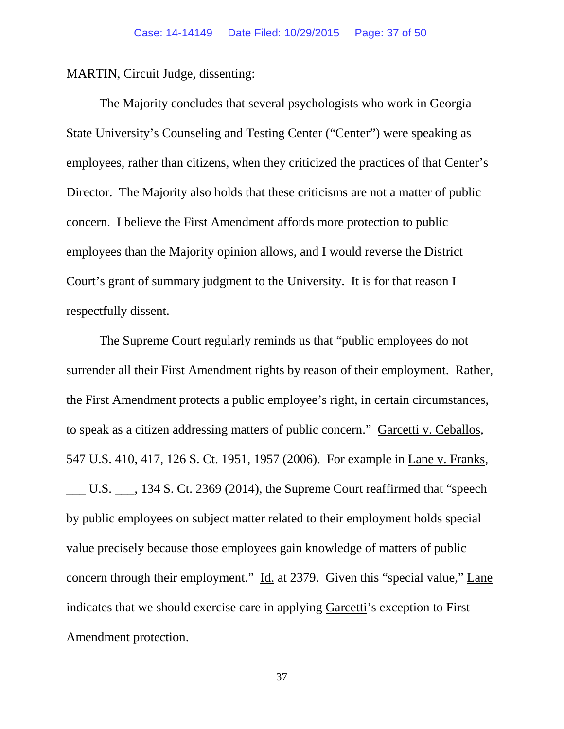MARTIN, Circuit Judge, dissenting:

The Majority concludes that several psychologists who work in Georgia State University's Counseling and Testing Center ("Center") were speaking as employees, rather than citizens, when they criticized the practices of that Center's Director. The Majority also holds that these criticisms are not a matter of public concern. I believe the First Amendment affords more protection to public employees than the Majority opinion allows, and I would reverse the District Court's grant of summary judgment to the University. It is for that reason I respectfully dissent.

The Supreme Court regularly reminds us that "public employees do not surrender all their First Amendment rights by reason of their employment. Rather, the First Amendment protects a public employee's right, in certain circumstances, to speak as a citizen addressing matters of public concern." Garcetti v. Ceballos, 547 U.S. 410, 417, 126 S. Ct. 1951, 1957 (2006). For example in Lane v. Franks, ___ U.S. ___, 134 S. Ct. 2369 (2014), the Supreme Court reaffirmed that "speech by public employees on subject matter related to their employment holds special value precisely because those employees gain knowledge of matters of public concern through their employment." Id. at 2379. Given this "special value," Lane indicates that we should exercise care in applying Garcetti's exception to First Amendment protection.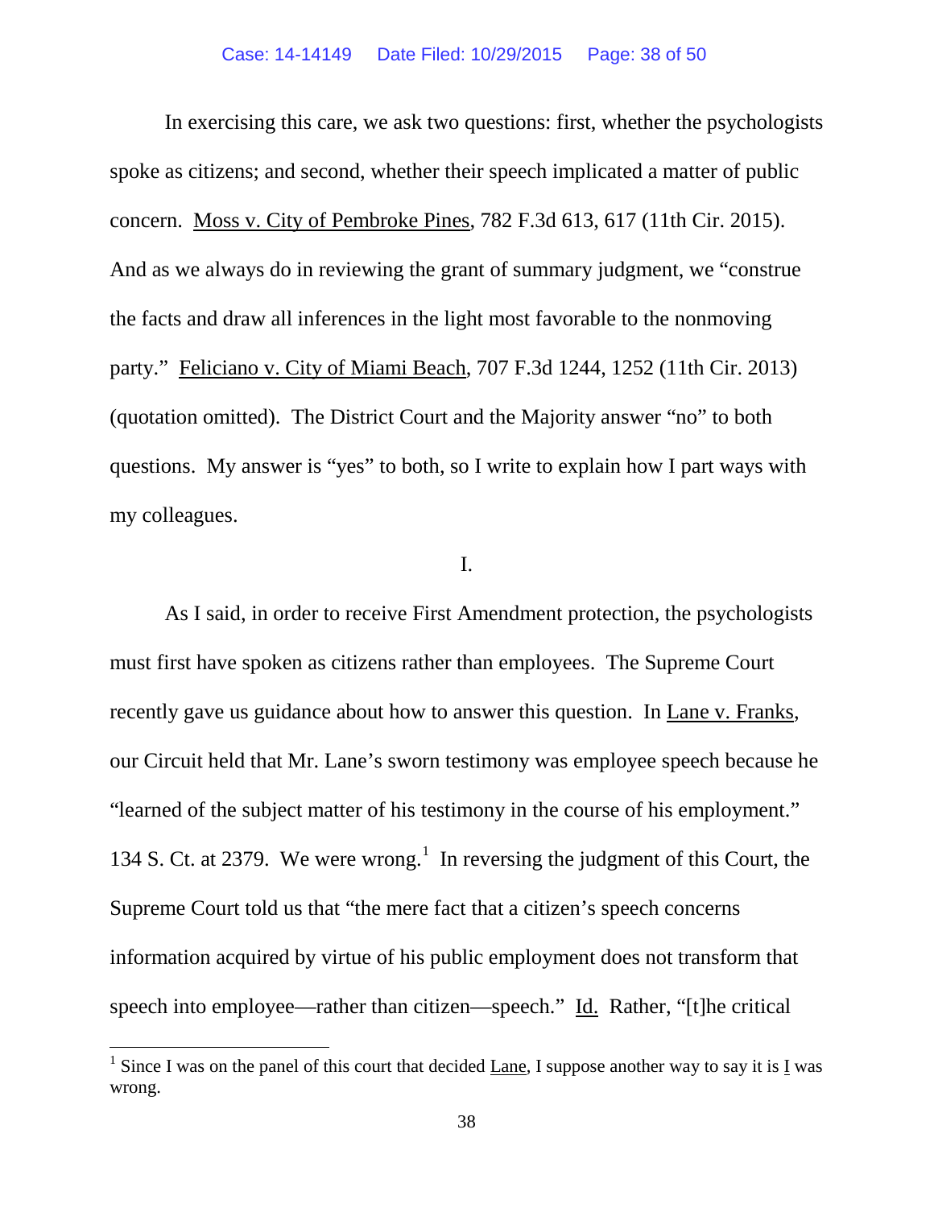In exercising this care, we ask two questions: first, whether the psychologists spoke as citizens; and second, whether their speech implicated a matter of public concern. Moss v. City of Pembroke Pines, 782 F.3d 613, 617 (11th Cir. 2015). And as we always do in reviewing the grant of summary judgment, we "construe the facts and draw all inferences in the light most favorable to the nonmoving party." Feliciano v. City of Miami Beach, 707 F.3d 1244, 1252 (11th Cir. 2013) (quotation omitted). The District Court and the Majority answer "no" to both questions. My answer is "yes" to both, so I write to explain how I part ways with my colleagues.

I.

As I said, in order to receive First Amendment protection, the psychologists must first have spoken as citizens rather than employees. The Supreme Court recently gave us guidance about how to answer this question. In Lane v. Franks, our Circuit held that Mr. Lane's sworn testimony was employee speech because he "learned of the subject matter of his testimony in the course of his employment." 134 S. Ct. at 2379. We were wrong.[1] In reversing the judgment of this Court, the Supreme Court told us that "the mere fact that a citizen's speech concerns information acquired by virtue of his public employment does not transform that speech into employee—rather than citizen—speech." Id. Rather, "[t]he critical

[1] Since I was on the panel of this court that decided Lane, I suppose another way to say it is I was wrong.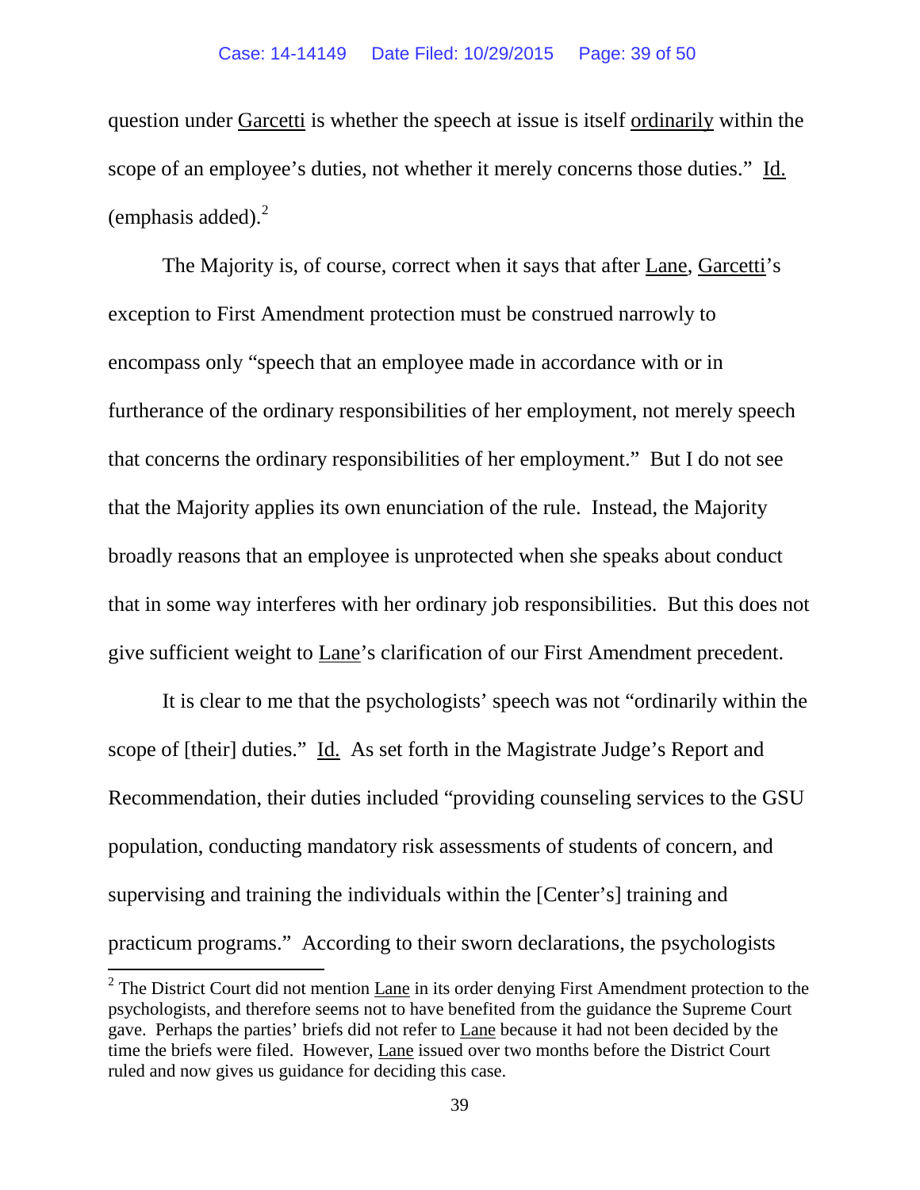question under Garcetti is whether the speech at issue is itself ordinarily within the scope of an employee's duties, not whether it merely concerns those duties." Id. (emphasis added).[2]

The Majority is, of course, correct when it says that after Lane, Garcetti's exception to First Amendment protection must be construed narrowly to encompass only "speech that an employee made in accordance with or in furtherance of the ordinary responsibilities of her employment, not merely speech that concerns the ordinary responsibilities of her employment." But I do not see that the Majority applies its own enunciation of the rule. Instead, the Majority broadly reasons that an employee is unprotected when she speaks about conduct that in some way interferes with her ordinary job responsibilities. But this does not give sufficient weight to Lane's clarification of our First Amendment precedent.

It is clear to me that the psychologists' speech was not "ordinarily within the scope of [their] duties." Id. As set forth in the Magistrate Judge's Report and Recommendation, their duties included "providing counseling services to the GSU population, conducting mandatory risk assessments of students of concern, and supervising and training the individuals within the [Center's] training and practicum programs." According to their sworn declarations, the psychologists

---

[2] The District Court did not mention Lane in its order denying First Amendment protection to the psychologists, and therefore seems not to have benefited from the guidance the Supreme Court gave. Perhaps the parties' briefs did not refer to Lane because it had not been decided by the time the briefs were filed. However, Lane issued over two months before the District Court ruled and now gives us guidance for deciding this case.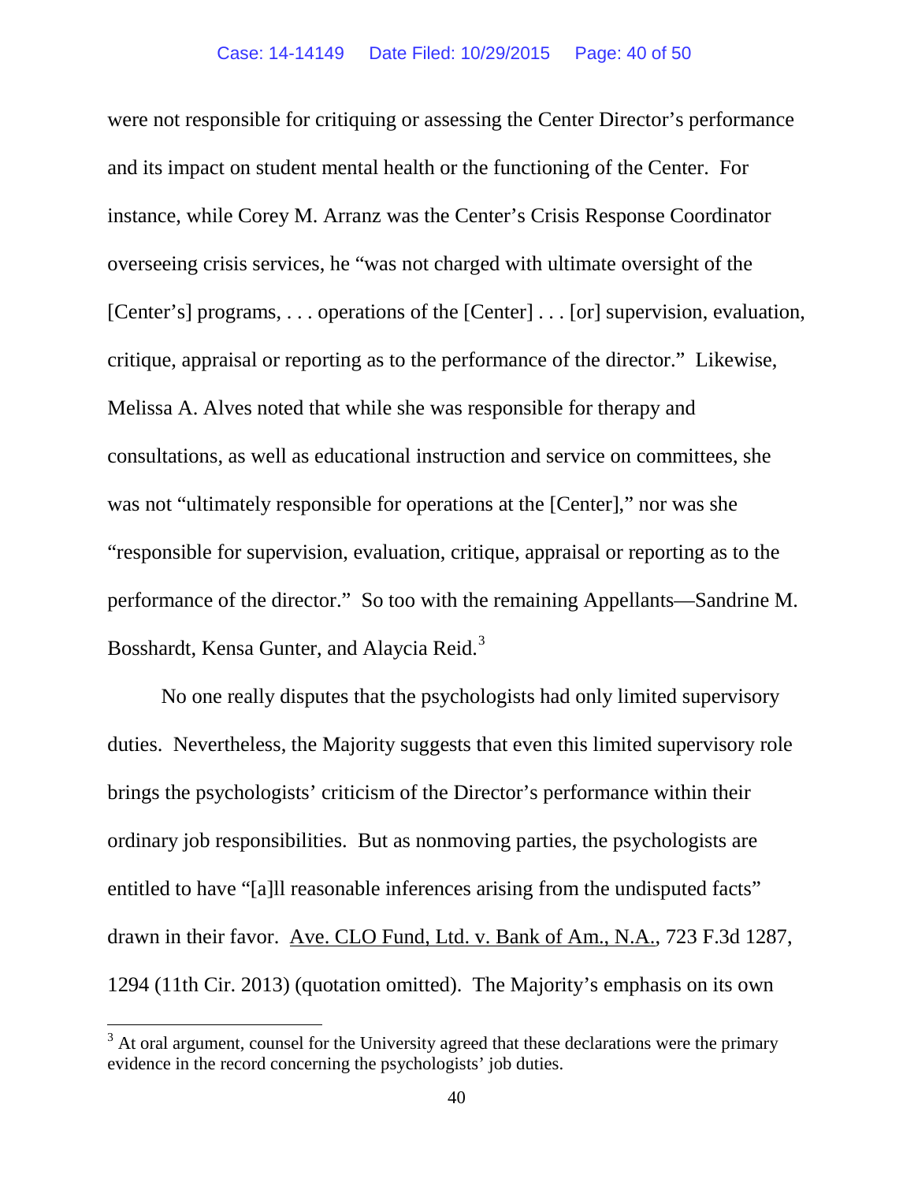were not responsible for critiquing or assessing the Center Director's performance and its impact on student mental health or the functioning of the Center. For instance, while Corey M. Arranz was the Center's Crisis Response Coordinator overseeing crisis services, he "was not charged with ultimate oversight of the [Center's] programs, . . . operations of the [Center] . . . [or] supervision, evaluation, critique, appraisal or reporting as to the performance of the director." Likewise, Melissa A. Alves noted that while she was responsible for therapy and consultations, as well as educational instruction and service on committees, she was not "ultimately responsible for operations at the [Center]," nor was she "responsible for supervision, evaluation, critique, appraisal or reporting as to the performance of the director." So too with the remaining Appellants—Sandrine M. Bosshardt, Kensa Gunter, and Alaycia Reid.[3]

No one really disputes that the psychologists had only limited supervisory duties. Nevertheless, the Majority suggests that even this limited supervisory role brings the psychologists' criticism of the Director's performance within their ordinary job responsibilities. But as nonmoving parties, the psychologists are entitled to have "[a]ll reasonable inferences arising from the undisputed facts" drawn in their favor. <u>Ave. CLO Fund, Ltd. v. Bank of Am., N.A.</u>, 723 F.3d 1287, 1294 (11th Cir. 2013) (quotation omitted). The Majority's emphasis on its own

[3] At oral argument, counsel for the University agreed that these declarations were the primary evidence in the record concerning the psychologists' job duties.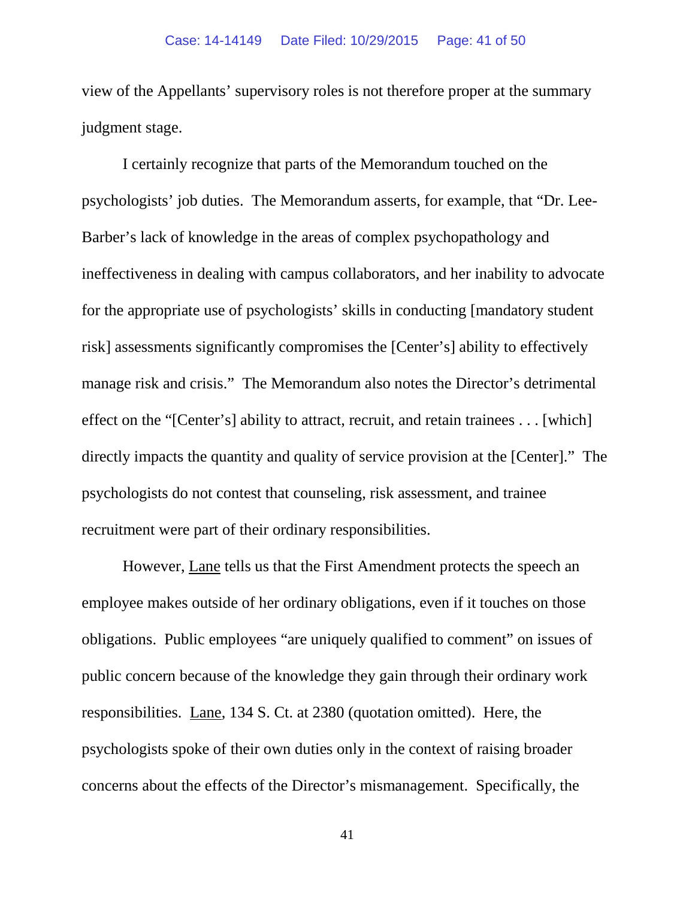view of the Appellants' supervisory roles is not therefore proper at the summary judgment stage.

I certainly recognize that parts of the Memorandum touched on the psychologists' job duties. The Memorandum asserts, for example, that "Dr. Lee-Barber's lack of knowledge in the areas of complex psychopathology and ineffectiveness in dealing with campus collaborators, and her inability to advocate for the appropriate use of psychologists' skills in conducting [mandatory student risk] assessments significantly compromises the [Center's] ability to effectively manage risk and crisis." The Memorandum also notes the Director's detrimental effect on the "[Center's] ability to attract, recruit, and retain trainees . . . [which] directly impacts the quantity and quality of service provision at the [Center]." The psychologists do not contest that counseling, risk assessment, and trainee recruitment were part of their ordinary responsibilities.

However, Lane tells us that the First Amendment protects the speech an employee makes outside of her ordinary obligations, even if it touches on those obligations. Public employees "are uniquely qualified to comment" on issues of public concern because of the knowledge they gain through their ordinary work responsibilities. Lane, 134 S. Ct. at 2380 (quotation omitted). Here, the psychologists spoke of their own duties only in the context of raising broader concerns about the effects of the Director's mismanagement. Specifically, the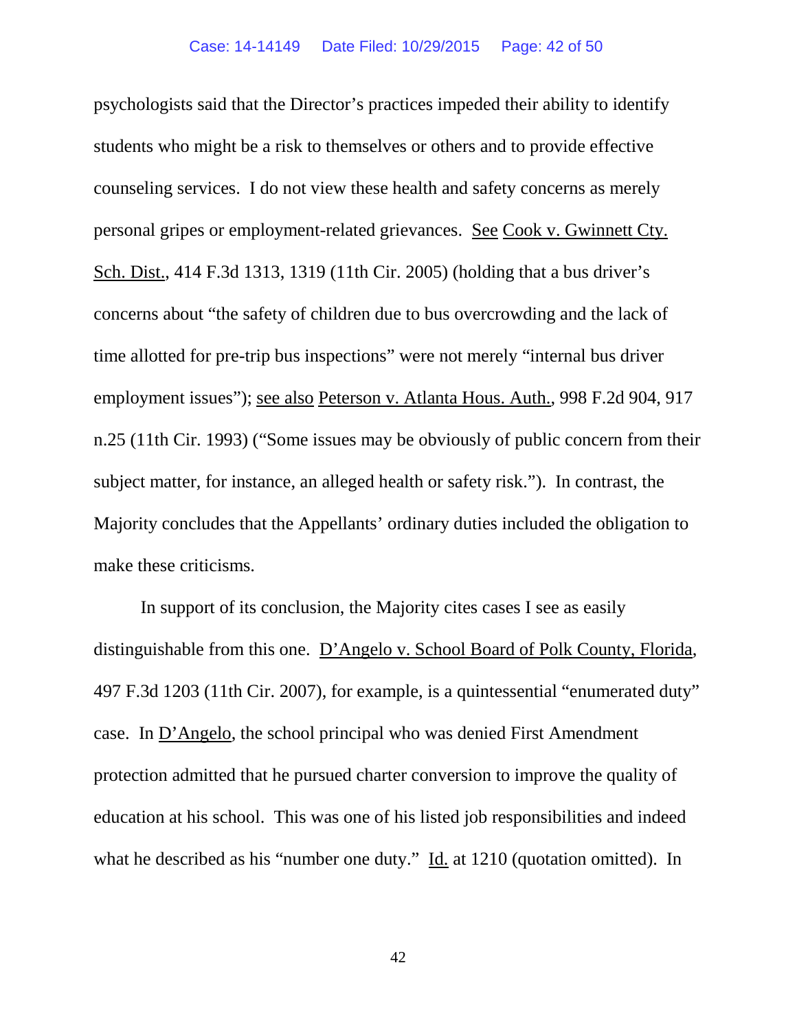psychologists said that the Director's practices impeded their ability to identify students who might be a risk to themselves or others and to provide effective counseling services. I do not view these health and safety concerns as merely personal gripes or employment-related grievances. See Cook v. Gwinnett Cty. Sch. Dist., 414 F.3d 1313, 1319 (11th Cir. 2005) (holding that a bus driver's concerns about "the safety of children due to bus overcrowding and the lack of time allotted for pre-trip bus inspections" were not merely "internal bus driver employment issues"); see also Peterson v. Atlanta Hous. Auth., 998 F.2d 904, 917 n.25 (11th Cir. 1993) ("Some issues may be obviously of public concern from their subject matter, for instance, an alleged health or safety risk."). In contrast, the Majority concludes that the Appellants' ordinary duties included the obligation to make these criticisms.

In support of its conclusion, the Majority cites cases I see as easily distinguishable from this one. D'Angelo v. School Board of Polk County, Florida, 497 F.3d 1203 (11th Cir. 2007), for example, is a quintessential "enumerated duty" case. In D'Angelo, the school principal who was denied First Amendment protection admitted that he pursued charter conversion to improve the quality of education at his school. This was one of his listed job responsibilities and indeed what he described as his "number one duty." Id. at 1210 (quotation omitted). In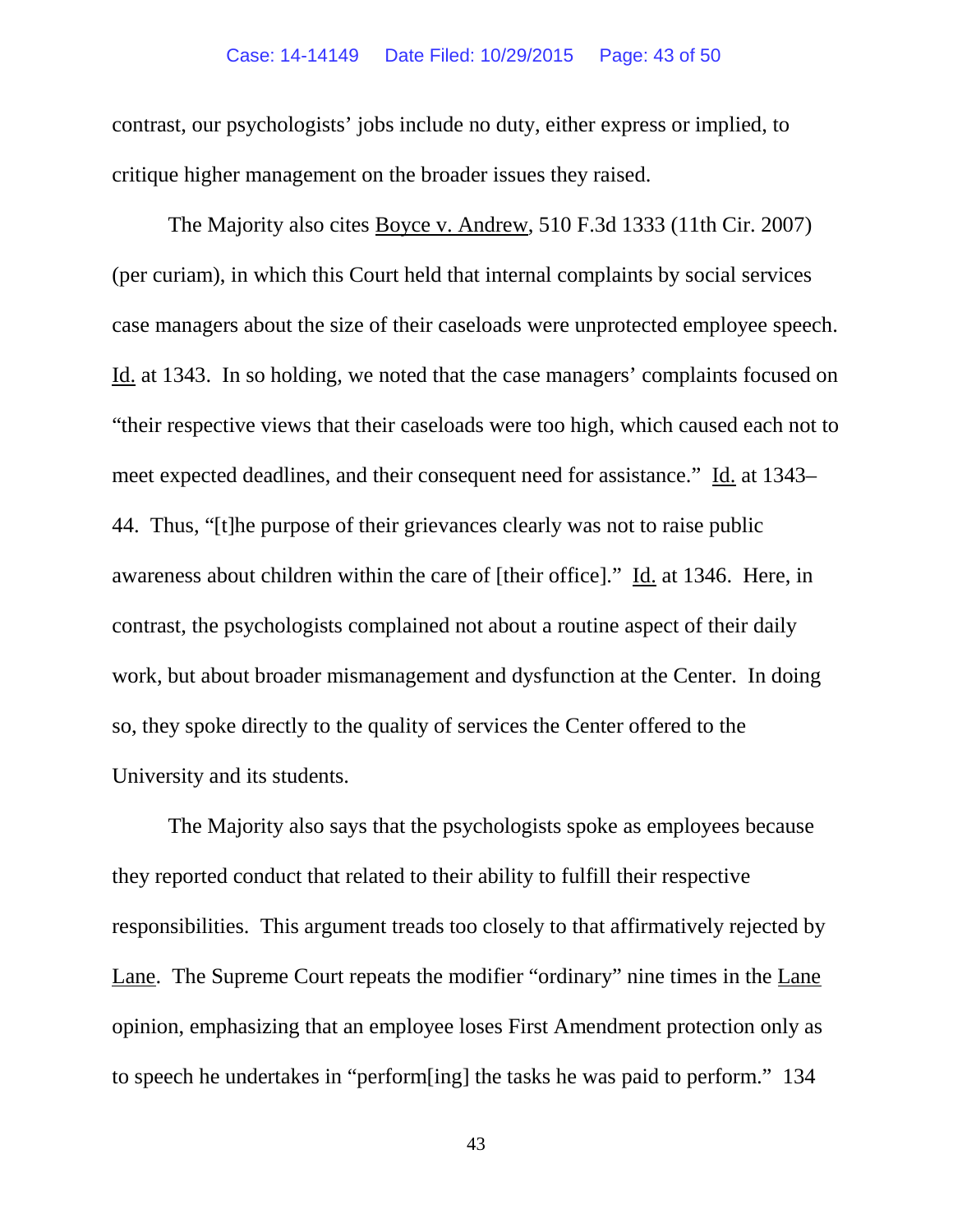contrast, our psychologists' jobs include no duty, either express or implied, to critique higher management on the broader issues they raised.

The Majority also cites Boyce v. Andrew, 510 F.3d 1333 (11th Cir. 2007) (per curiam), in which this Court held that internal complaints by social services case managers about the size of their caseloads were unprotected employee speech. Id. at 1343. In so holding, we noted that the case managers' complaints focused on "their respective views that their caseloads were too high, which caused each not to meet expected deadlines, and their consequent need for assistance." Id. at 1343–44. Thus, "[t]he purpose of their grievances clearly was not to raise public awareness about children within the care of [their office]." Id. at 1346. Here, in contrast, the psychologists complained not about a routine aspect of their daily work, but about broader mismanagement and dysfunction at the Center. In doing so, they spoke directly to the quality of services the Center offered to the University and its students.

The Majority also says that the psychologists spoke as employees because they reported conduct that related to their ability to fulfill their respective responsibilities. This argument treads too closely to that affirmatively rejected by Lane. The Supreme Court repeats the modifier "ordinary" nine times in the Lane opinion, emphasizing that an employee loses First Amendment protection only as to speech he undertakes in "perform[ing] the tasks he was paid to perform." 134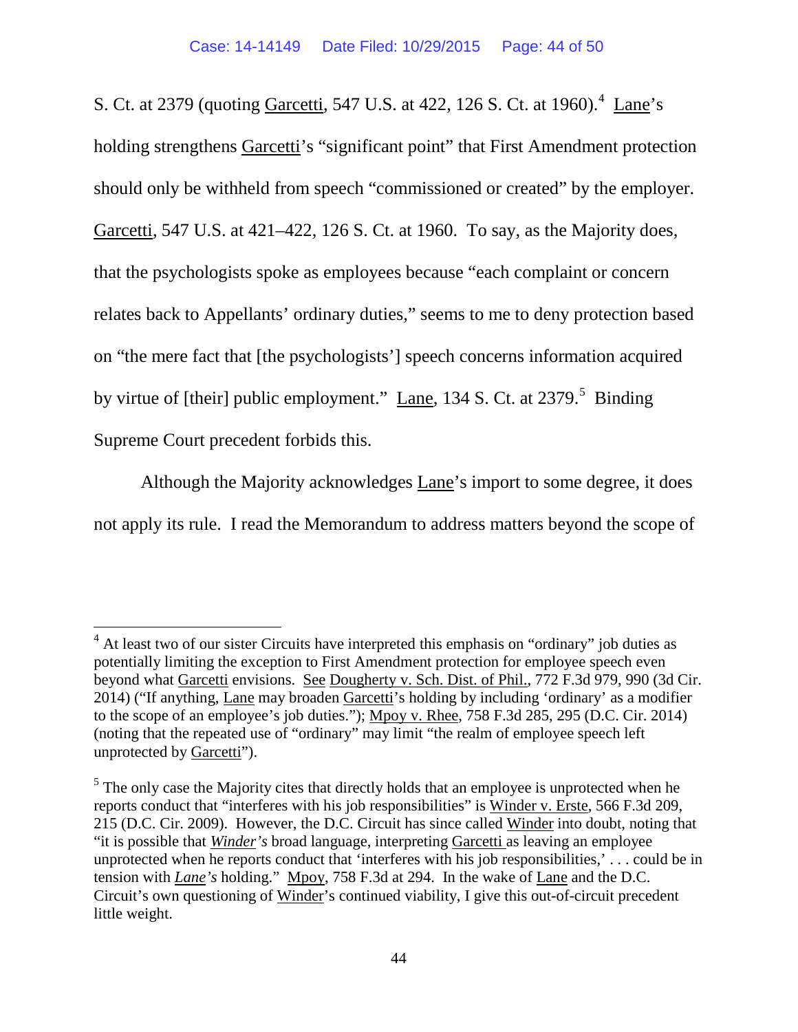S. Ct. at 2379 (quoting Garcetti, 547 U.S. at 422, 126 S. Ct. at 1960).[4] Lane's holding strengthens Garcetti's "significant point" that First Amendment protection should only be withheld from speech "commissioned or created" by the employer. Garcetti, 547 U.S. at 421–422, 126 S. Ct. at 1960. To say, as the Majority does, that the psychologists spoke as employees because "each complaint or concern relates back to Appellants' ordinary duties," seems to me to deny protection based on "the mere fact that [the psychologists'] speech concerns information acquired by virtue of [their] public employment." Lane, 134 S. Ct. at 2379.[5] Binding Supreme Court precedent forbids this.

Although the Majority acknowledges Lane's import to some degree, it does not apply its rule. I read the Memorandum to address matters beyond the scope of

---

[4] At least two of our sister Circuits have interpreted this emphasis on "ordinary" job duties as potentially limiting the exception to First Amendment protection for employee speech even beyond what Garcetti envisions. See Dougherty v. Sch. Dist. of Phil., 772 F.3d 979, 990 (3d Cir. 2014) ("If anything, Lane may broaden Garcetti's holding by including 'ordinary' as a modifier to the scope of an employee's job duties."); Mpoy v. Rhee, 758 F.3d 285, 295 (D.C. Cir. 2014) (noting that the repeated use of "ordinary" may limit "the realm of employee speech left unprotected by Garcetti").

[5] The only case the Majority cites that directly holds that an employee is unprotected when he reports conduct that "interferes with his job responsibilities" is Winder v. Erste, 566 F.3d 209, 215 (D.C. Cir. 2009). However, the D.C. Circuit has since called Winder into doubt, noting that "it is possible that ***Winder's*** broad language, interpreting Garcetti as leaving an employee unprotected when he reports conduct that 'interferes with his job responsibilities,' . . . could be in tension with ***Lane's*** holding." Mpoy, 758 F.3d at 294. In the wake of Lane and the D.C. Circuit's own questioning of Winder's continued viability, I give this out-of-circuit precedent little weight.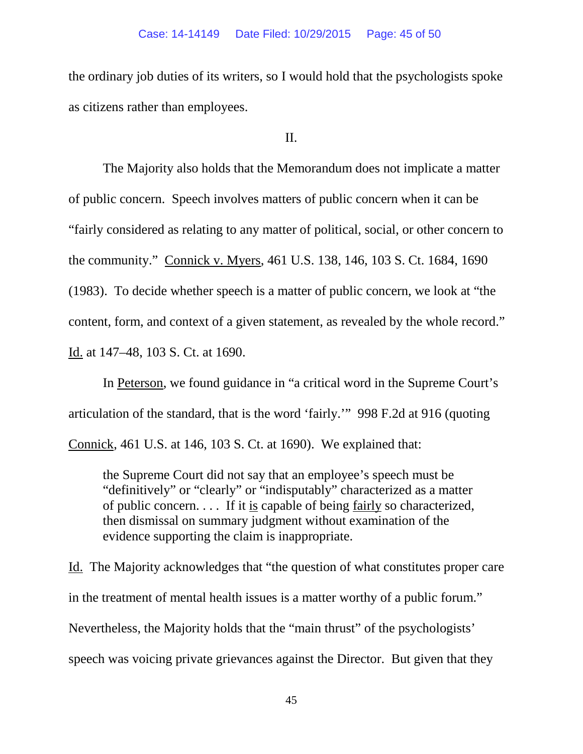the ordinary job duties of its writers, so I would hold that the psychologists spoke as citizens rather than employees.

II.

The Majority also holds that the Memorandum does not implicate a matter of public concern. Speech involves matters of public concern when it can be "fairly considered as relating to any matter of political, social, or other concern to the community." Connick v. Myers, 461 U.S. 138, 146, 103 S. Ct. 1684, 1690 (1983). To decide whether speech is a matter of public concern, we look at "the content, form, and context of a given statement, as revealed by the whole record." Id. at 147–48, 103 S. Ct. at 1690.

In Peterson, we found guidance in "a critical word in the Supreme Court's articulation of the standard, that is the word 'fairly.'" 998 F.2d at 916 (quoting Connick, 461 U.S. at 146, 103 S. Ct. at 1690). We explained that:

> the Supreme Court did not say that an employee's speech must be "definitively" or "clearly" or "indisputably" characterized as a matter of public concern. . . . If it is capable of being fairly so characterized, then dismissal on summary judgment without examination of the evidence supporting the claim is inappropriate.

Id. The Majority acknowledges that "the question of what constitutes proper care in the treatment of mental health issues is a matter worthy of a public forum." Nevertheless, the Majority holds that the "main thrust" of the psychologists' speech was voicing private grievances against the Director. But given that they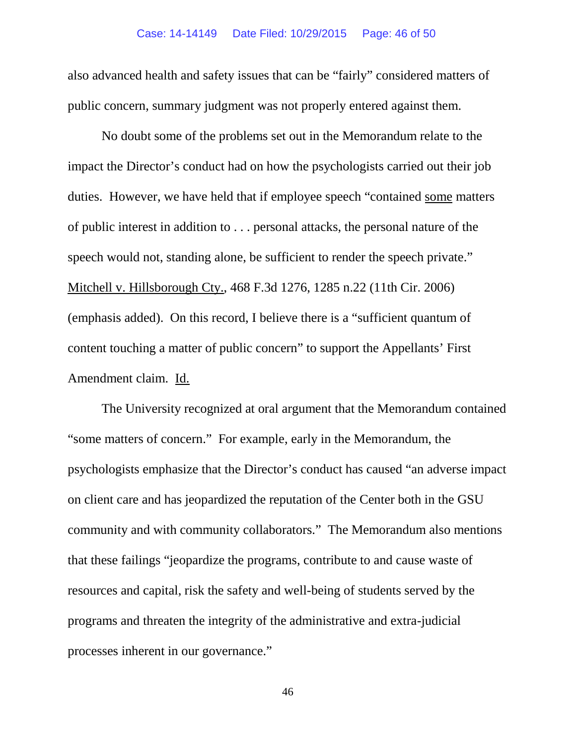also advanced health and safety issues that can be "fairly" considered matters of public concern, summary judgment was not properly entered against them.

No doubt some of the problems set out in the Memorandum relate to the impact the Director's conduct had on how the psychologists carried out their job duties. However, we have held that if employee speech "contained some matters of public interest in addition to . . . personal attacks, the personal nature of the speech would not, standing alone, be sufficient to render the speech private." Mitchell v. Hillsborough Cty., 468 F.3d 1276, 1285 n.22 (11th Cir. 2006) (emphasis added). On this record, I believe there is a "sufficient quantum of content touching a matter of public concern" to support the Appellants' First Amendment claim. Id.

The University recognized at oral argument that the Memorandum contained "some matters of concern." For example, early in the Memorandum, the psychologists emphasize that the Director's conduct has caused "an adverse impact on client care and has jeopardized the reputation of the Center both in the GSU community and with community collaborators." The Memorandum also mentions that these failings "jeopardize the programs, contribute to and cause waste of resources and capital, risk the safety and well-being of students served by the programs and threaten the integrity of the administrative and extra-judicial processes inherent in our governance."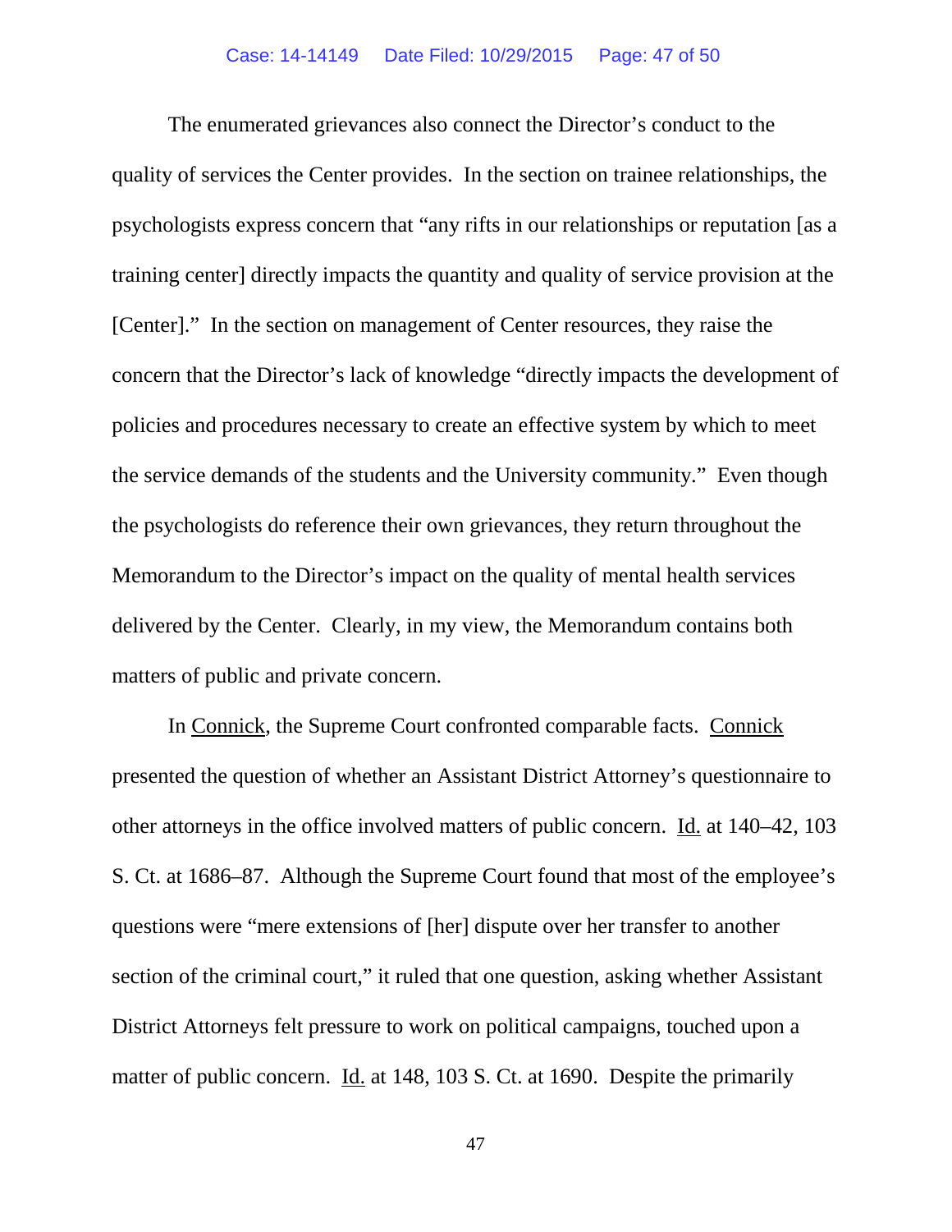The enumerated grievances also connect the Director's conduct to the quality of services the Center provides. In the section on trainee relationships, the psychologists express concern that "any rifts in our relationships or reputation [as a training center] directly impacts the quantity and quality of service provision at the [Center]." In the section on management of Center resources, they raise the concern that the Director's lack of knowledge "directly impacts the development of policies and procedures necessary to create an effective system by which to meet the service demands of the students and the University community." Even though the psychologists do reference their own grievances, they return throughout the Memorandum to the Director's impact on the quality of mental health services delivered by the Center. Clearly, in my view, the Memorandum contains both matters of public and private concern.

In Connick, the Supreme Court confronted comparable facts. Connick presented the question of whether an Assistant District Attorney's questionnaire to other attorneys in the office involved matters of public concern. Id. at 140–42, 103 S. Ct. at 1686–87. Although the Supreme Court found that most of the employee's questions were "mere extensions of [her] dispute over her transfer to another section of the criminal court," it ruled that one question, asking whether Assistant District Attorneys felt pressure to work on political campaigns, touched upon a matter of public concern. Id. at 148, 103 S. Ct. at 1690. Despite the primarily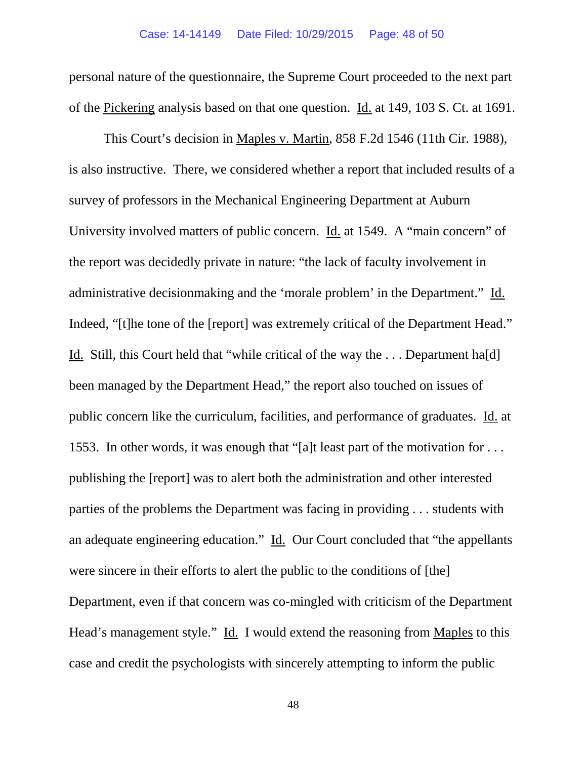personal nature of the questionnaire, the Supreme Court proceeded to the next part of the Pickering analysis based on that one question. Id. at 149, 103 S. Ct. at 1691.

This Court's decision in Maples v. Martin, 858 F.2d 1546 (11th Cir. 1988), is also instructive. There, we considered whether a report that included results of a survey of professors in the Mechanical Engineering Department at Auburn University involved matters of public concern. Id. at 1549. A "main concern" of the report was decidedly private in nature: "the lack of faculty involvement in administrative decisionmaking and the 'morale problem' in the Department." Id. Indeed, "[t]he tone of the [report] was extremely critical of the Department Head." Id. Still, this Court held that "while critical of the way the . . . Department ha[d] been managed by the Department Head," the report also touched on issues of public concern like the curriculum, facilities, and performance of graduates. Id. at 1553. In other words, it was enough that "[a]t least part of the motivation for . . . publishing the [report] was to alert both the administration and other interested parties of the problems the Department was facing in providing . . . students with an adequate engineering education." Id. Our Court concluded that "the appellants were sincere in their efforts to alert the public to the conditions of [the] Department, even if that concern was co-mingled with criticism of the Department Head's management style." Id. I would extend the reasoning from Maples to this case and credit the psychologists with sincerely attempting to inform the public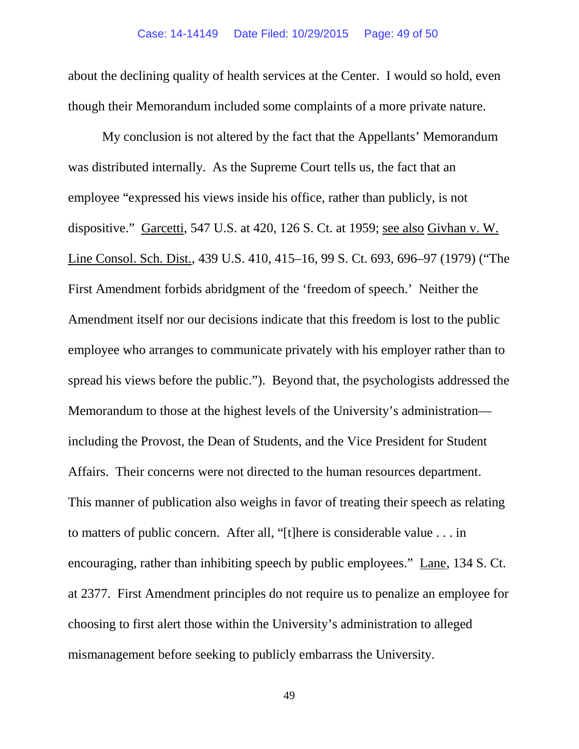about the declining quality of health services at the Center. I would so hold, even though their Memorandum included some complaints of a more private nature.

My conclusion is not altered by the fact that the Appellants' Memorandum was distributed internally. As the Supreme Court tells us, the fact that an employee "expressed his views inside his office, rather than publicly, is not dispositive." Garcetti, 547 U.S. at 420, 126 S. Ct. at 1959; see also Givhan v. W. Line Consol. Sch. Dist., 439 U.S. 410, 415–16, 99 S. Ct. 693, 696–97 (1979) ("The First Amendment forbids abridgment of the 'freedom of speech.' Neither the Amendment itself nor our decisions indicate that this freedom is lost to the public employee who arranges to communicate privately with his employer rather than to spread his views before the public."). Beyond that, the psychologists addressed the Memorandum to those at the highest levels of the University's administration—including the Provost, the Dean of Students, and the Vice President for Student Affairs. Their concerns were not directed to the human resources department. This manner of publication also weighs in favor of treating their speech as relating to matters of public concern. After all, "[t]here is considerable value . . . in encouraging, rather than inhibiting speech by public employees." Lane, 134 S. Ct. at 2377. First Amendment principles do not require us to penalize an employee for choosing to first alert those within the University's administration to alleged mismanagement before seeking to publicly embarrass the University.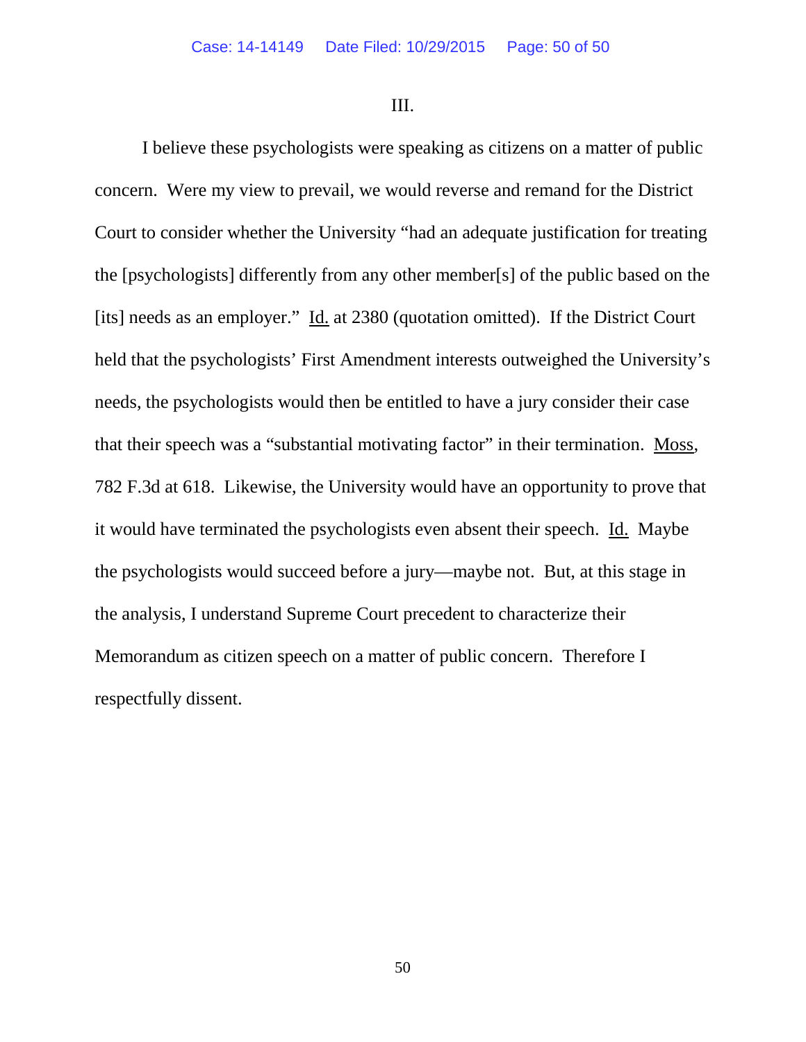III.

I believe these psychologists were speaking as citizens on a matter of public concern. Were my view to prevail, we would reverse and remand for the District Court to consider whether the University "had an adequate justification for treating the [psychologists] differently from any other member[s] of the public based on the [its] needs as an employer." Id. at 2380 (quotation omitted). If the District Court held that the psychologists' First Amendment interests outweighed the University's needs, the psychologists would then be entitled to have a jury consider their case that their speech was a "substantial motivating factor" in their termination. Moss, 782 F.3d at 618. Likewise, the University would have an opportunity to prove that it would have terminated the psychologists even absent their speech. Id. Maybe the psychologists would succeed before a jury—maybe not. But, at this stage in the analysis, I understand Supreme Court precedent to characterize their Memorandum as citizen speech on a matter of public concern. Therefore I respectfully dissent.